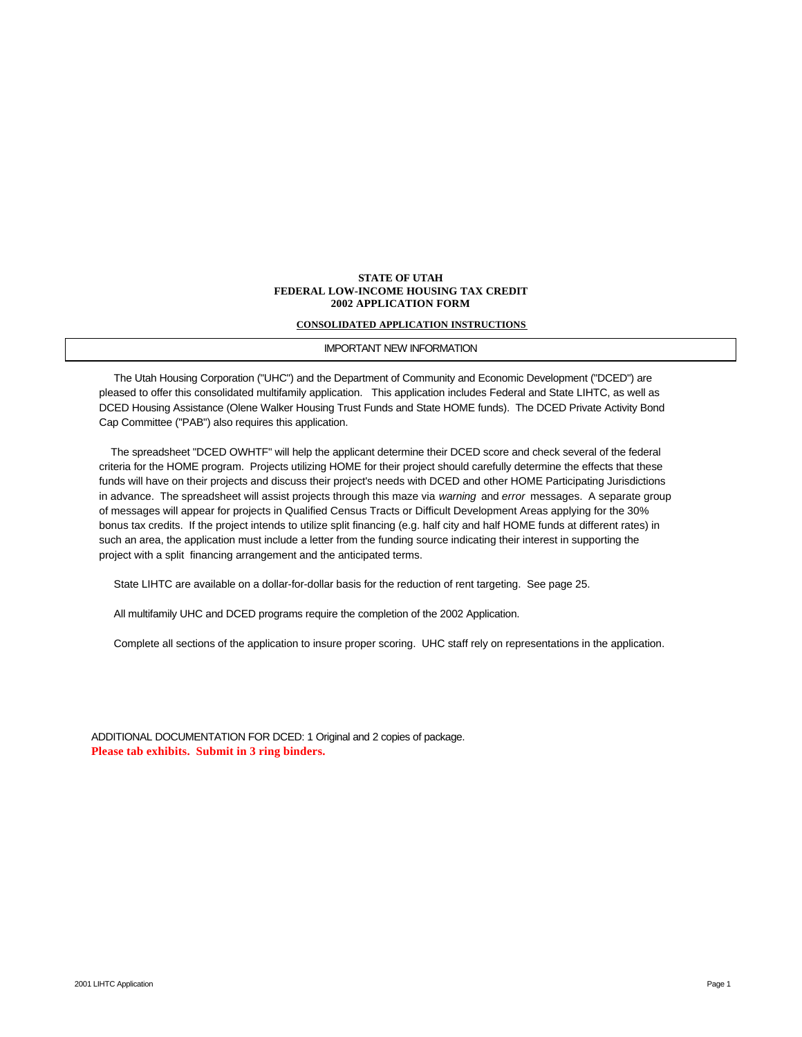**STATE OF UTAH**
**FEDERAL LOW-INCOME HOUSING TAX CREDIT**
**2002 APPLICATION FORM**

**CONSOLIDATED APPLICATION INSTRUCTIONS**

IMPORTANT NEW INFORMATION

The Utah Housing Corporation ("UHC") and the Department of Community and Economic Development ("DCED") are pleased to offer this consolidated multifamily application. This application includes Federal and State LIHTC, as well as DCED Housing Assistance (Olene Walker Housing Trust Funds and State HOME funds). The DCED Private Activity Bond Cap Committee ("PAB") also requires this application.

The spreadsheet "DCED OWHTF" will help the applicant determine their DCED score and check several of the federal criteria for the HOME program. Projects utilizing HOME for their project should carefully determine the effects that these funds will have on their projects and discuss their project's needs with DCED and other HOME Participating Jurisdictions in advance. The spreadsheet will assist projects through this maze via *warning* and *error* messages. A separate group of messages will appear for projects in Qualified Census Tracts or Difficult Development Areas applying for the 30% bonus tax credits. If the project intends to utilize split financing (e.g. half city and half HOME funds at different rates) in such an area, the application must include a letter from the funding source indicating their interest in supporting the project with a split financing arrangement and the anticipated terms.

State LIHTC are available on a dollar-for-dollar basis for the reduction of rent targeting. See page 25.

All multifamily UHC and DCED programs require the completion of the 2002 Application.

Complete all sections of the application to insure proper scoring. UHC staff rely on representations in the application.

ADDITIONAL DOCUMENTATION FOR DCED: 1 Original and 2 copies of package.
**Please tab exhibits. Submit in 3 ring binders.**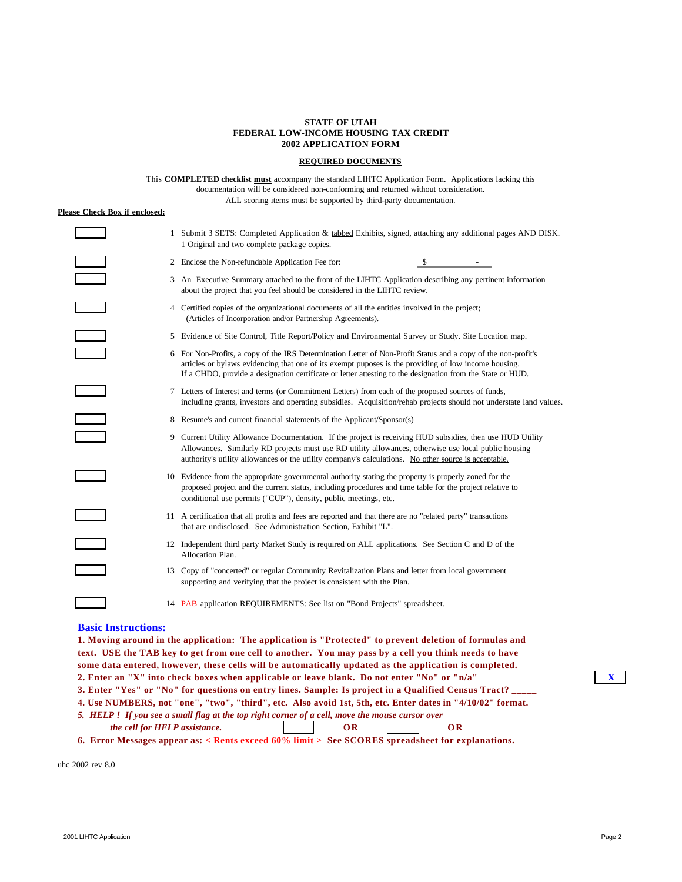**STATE OF UTAH**
**FEDERAL LOW-INCOME HOUSING TAX CREDIT**
**2002 APPLICATION FORM**

**REQUIRED DOCUMENTS**

This **COMPLETED checklist must** accompany the standard LIHTC Application Form. Applications lacking this documentation will be considered non-conforming and returned without consideration.
ALL scoring items must be supported by third-party documentation.

**Please Check Box if enclosed:**

| Check | # | Item |
|---|---|---|
| [ ] | 1 | Submit 3 SETS: Completed Application & tabbed Exhibits, signed, attaching any additional pages AND DISK. 1 Original and two complete package copies. |
| [ ] | 2 | Enclose the Non-refundable Application Fee for: $ - |
| [ ] | 3 | An Executive Summary attached to the front of the LIHTC Application describing any pertinent information about the project that you feel should be considered in the LIHTC review. |
| [ ] | 4 | Certified copies of the organizational documents of all the entities involved in the project; (Articles of Incorporation and/or Partnership Agreements). |
| [ ] | 5 | Evidence of Site Control, Title Report/Policy and Environmental Survey or Study. Site Location map. |
| [ ] | 6 | For Non-Profits, a copy of the IRS Determination Letter of Non-Profit Status and a copy of the non-profit's articles or bylaws evidencing that one of its exempt puposes is the providing of low income housing. If a CHDO, provide a designation certificate or letter attesting to the designation from the State or HUD. |
| [ ] | 7 | Letters of Interest and terms (or Commitment Letters) from each of the proposed sources of funds, including grants, investors and operating subsidies. Acquisition/rehab projects should not understate land values. |
| [ ] | 8 | Resume's and current financial statements of the Applicant/Sponsor(s) |
| [ ] | 9 | Current Utility Allowance Documentation. If the project is receiving HUD subsidies, then use HUD Utility Allowances. Similarly RD projects must use RD utility allowances, otherwise use local public housing authority's utility allowances or the utility company's calculations. No other source is acceptable. |
| [ ] | 10 | Evidence from the appropriate governmental authority stating the property is properly zoned for the proposed project and the current status, including procedures and time table for the project relative to conditional use permits ("CUP"), density, public meetings, etc. |
| [ ] | 11 | A certification that all profits and fees are reported and that there are no "related party" transactions that are undisclosed. See Administration Section, Exhibit "L". |
| [ ] | 12 | Independent third party Market Study is required on ALL applications. See Section C and D of the Allocation Plan. |
| [ ] | 13 | Copy of "concerted" or regular Community Revitalization Plans and letter from local government supporting and verifying that the project is consistent with the Plan. |
| [ ] | 14 | PAB application REQUIREMENTS: See list on "Bond Projects" spreadsheet. |

## Basic Instructions:

**1. Moving around in the application: The application is "Protected" to prevent deletion of formulas and text. USE the TAB key to get from one cell to another. You may pass by a cell you think needs to have some data entered, however, these cells will be automatically updated as the application is completed.**

**2. Enter an "X" into check boxes when applicable or leave blank. Do not enter "No" or "n/a"** [ X ]

**3. Enter "Yes" or "No" for questions on entry lines. Sample: Is project in a Qualified Census Tract? _____**

**4. Use NUMBERS, not "one", "two", "third", etc. Also avoid 1st, 5th, etc. Enter dates in "4/10/02" format.**

***5. HELP ! If you see a small flag at the top right corner of a cell, move the mouse cursor over the cell for HELP assistance.*** [ ] **OR** _____ **OR**

**6. Error Messages appear as: < Rents exceed 60% limit > See SCORES spreadsheet for explanations.**

uhc 2002 rev 8.0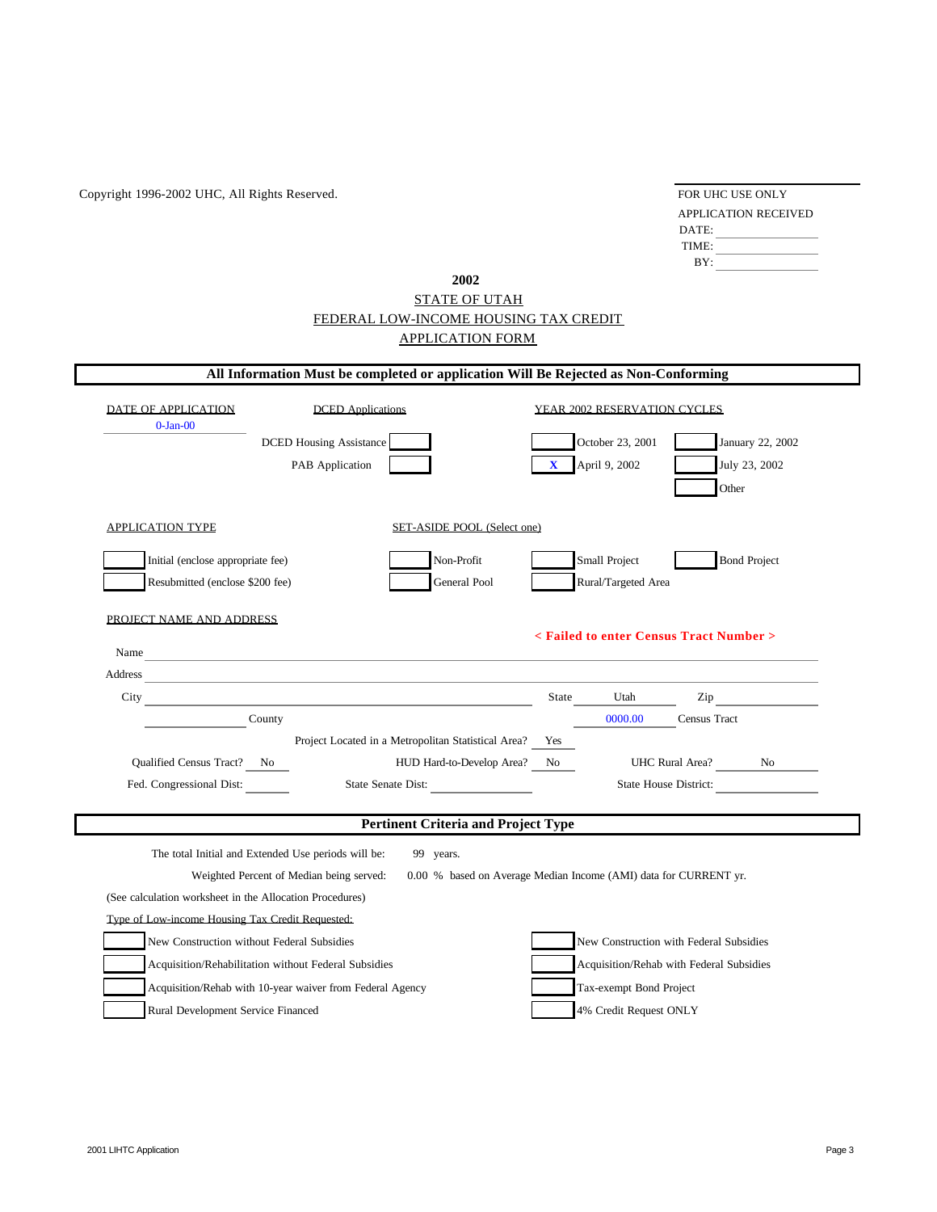Copyright 1996-2002 UHC, All Rights Reserved.

FOR UHC USE ONLY
APPLICATION RECEIVED
DATE: ______________
TIME: ______________
BY: ______________

**2002**

STATE OF UTAH
FEDERAL LOW-INCOME HOUSING TAX CREDIT
APPLICATION FORM

**All Information Must be completed or application Will Be Rejected as Non-Conforming**

DATE OF APPLICATION
0-Jan-00

DCED Applications
- [ ] DCED Housing Assistance
- [ ] PAB Application

YEAR 2002 RESERVATION CYCLES
- [ ] October 23, 2001
- [X] April 9, 2002
- [ ] January 22, 2002
- [ ] July 23, 2002
- [ ] Other

APPLICATION TYPE
- [ ] Initial (enclose appropriate fee)
- [ ] Resubmitted (enclose $200 fee)

SET-ASIDE POOL (Select one)
- [ ] Non-Profit
- [ ] General Pool
- [ ] Small Project
- [ ] Rural/Targeted Area
- [ ] Bond Project

PROJECT NAME AND ADDRESS

**< Failed to enter Census Tract Number >**

Name ______________________________

Address ______________________________

City ______________________________ State Utah Zip ______________

______________ County 0000.00 Census Tract

Project Located in a Metropolitan Statistical Area? Yes

Qualified Census Tract? No HUD Hard-to-Develop Area? No UHC Rural Area? No

Fed. Congressional Dist: ______ State Senate Dist: ______ State House District: ______

**Pertinent Criteria and Project Type**

The total Initial and Extended Use periods will be: 99 years.

Weighted Percent of Median being served: 0.00 % based on Average Median Income (AMI) data for CURRENT yr.

(See calculation worksheet in the Allocation Procedures)

Type of Low-income Housing Tax Credit Requested:

- [ ] New Construction without Federal Subsidies
- [ ] Acquisition/Rehabilitation without Federal Subsidies
- [ ] Acquisition/Rehab with 10-year waiver from Federal Agency
- [ ] Rural Development Service Financed
- [ ] New Construction with Federal Subsidies
- [ ] Acquisition/Rehab with Federal Subsidies
- [ ] Tax-exempt Bond Project
- [ ] 4% Credit Request ONLY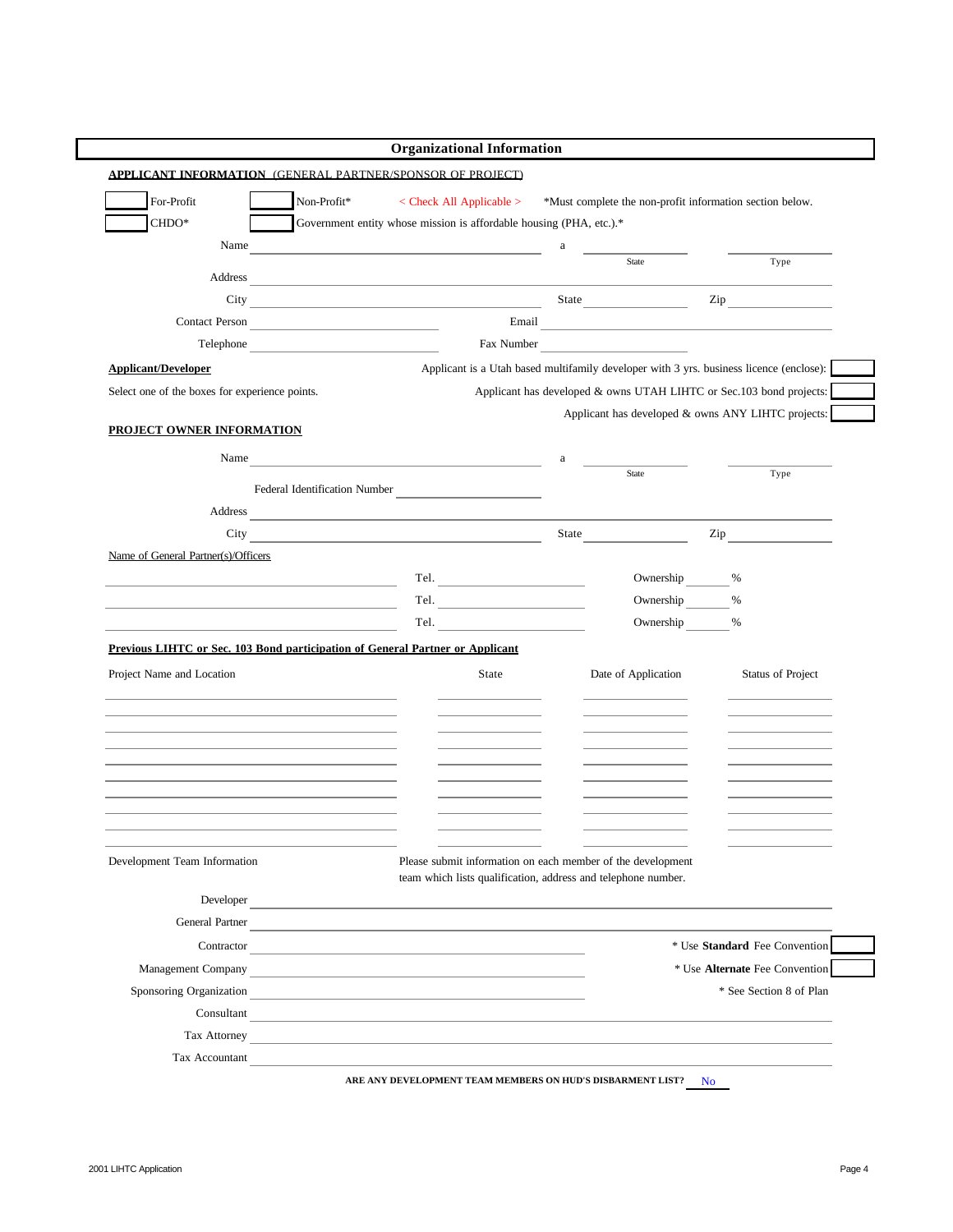# Organizational Information

**APPLICANT INFORMATION** (GENERAL PARTNER/SPONSOR OF PROJECT)

[ ] For-Profit [ ] Non-Profit* < Check All Applicable > *Must complete the non-profit information section below.

[ ] CHDO* [ ] Government entity whose mission is affordable housing (PHA, etc.).*

Name ______________________ a ____________ (State) ____________ (Type)

Address ______________________

City ______________________ State ____________ Zip ____________

Contact Person ______________________ Email ______________________

Telephone ______________________ Fax Number ______________________

**Applicant/Developer**

Select one of the boxes for experience points.

Applicant is a Utah based multifamily developer with 3 yrs. business licence (enclose): [ ]

Applicant has developed & owns UTAH LIHTC or Sec.103 bond projects: [ ]

Applicant has developed & owns ANY LIHTC projects: [ ]

**PROJECT OWNER INFORMATION**

Name ______________________ a ____________ (State) ____________ (Type)

Federal Identification Number ______________________

Address ______________________

City ______________________ State ____________ Zip ____________

Name of General Partner(s)/Officers

| Name | Tel. | Ownership % |
|---|---|---|
| | | |
| | | |
| | | |

**Previous LIHTC or Sec. 103 Bond participation of General Partner or Applicant**

| Project Name and Location | State | Date of Application | Status of Project |
|---|---|---|---|
| | | | |
| | | | |
| | | | |
| | | | |
| | | | |
| | | | |
| | | | |
| | | | |
| | | | |
| | | | |

Development Team Information

Please submit information on each member of the development team which lists qualification, address and telephone number.

Developer ______________________

General Partner ______________________

Contractor ______________________ * Use **Standard** Fee Convention [ ]

Management Company ______________________ * Use **Alternate** Fee Convention [ ]

Sponsoring Organization ______________________ * See Section 8 of Plan

Consultant ______________________

Tax Attorney ______________________

Tax Accountant ______________________

**ARE ANY DEVELOPMENT TEAM MEMBERS ON HUD'S DISBARMENT LIST?** No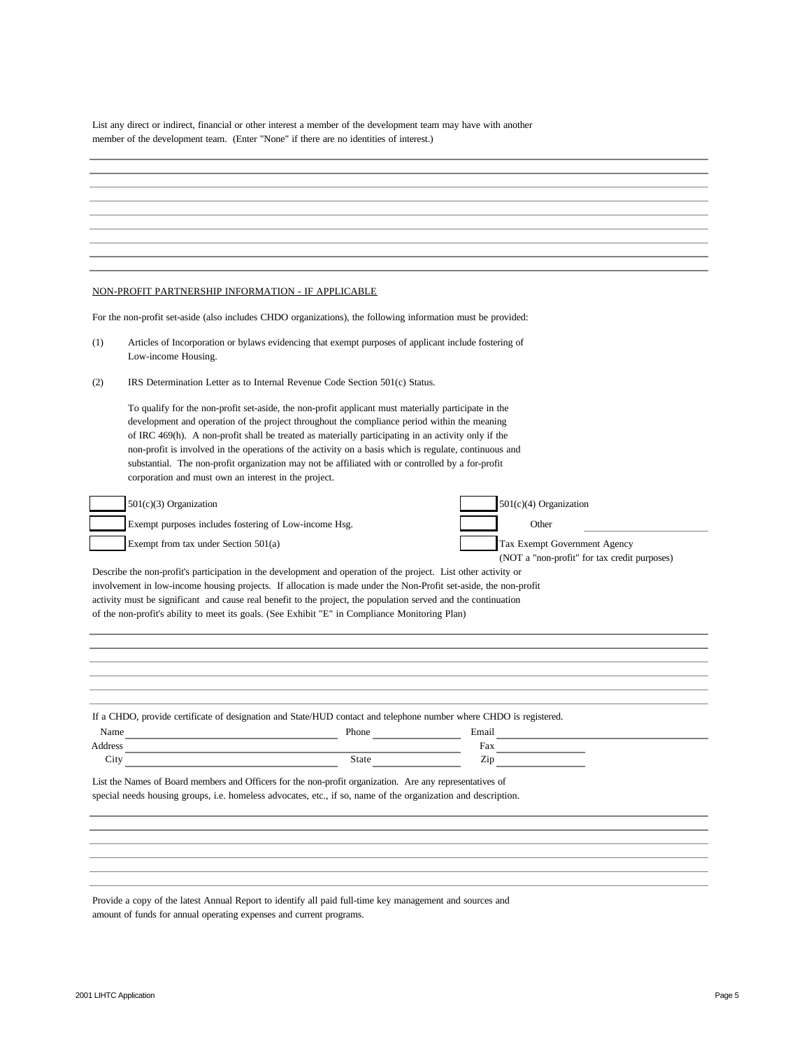List any direct or indirect, financial or other interest a member of the development team may have with another member of the development team. (Enter "None" if there are no identities of interest.)

NON-PROFIT PARTNERSHIP INFORMATION - IF APPLICABLE

For the non-profit set-aside (also includes CHDO organizations), the following information must be provided:

(1) Articles of Incorporation or bylaws evidencing that exempt purposes of applicant include fostering of Low-income Housing.

(2) IRS Determination Letter as to Internal Revenue Code Section 501(c) Status.

To qualify for the non-profit set-aside, the non-profit applicant must materially participate in the development and operation of the project throughout the compliance period within the meaning of IRC 469(h). A non-profit shall be treated as materially participating in an activity only if the non-profit is involved in the operations of the activity on a basis which is regulate, continuous and substantial. The non-profit organization may not be affiliated with or controlled by a for-profit corporation and must own an interest in the project.

| | | | |
|---|---|---|---|
| ☐ | 501(c)(3) Organization | ☐ | 501(c)(4) Organization |
| ☐ | Exempt purposes includes fostering of Low-income Hsg. | ☐ | Other ______________ |
| ☐ | Exempt from tax under Section 501(a) | ☐ | Tax Exempt Government Agency (NOT a "non-profit" for tax credit purposes) |

Describe the non-profit's participation in the development and operation of the project. List other activity or involvement in low-income housing projects. If allocation is made under the Non-Profit set-aside, the non-profit activity must be significant and cause real benefit to the project, the population served and the continuation of the non-profit's ability to meet its goals. (See Exhibit "E" in Compliance Monitoring Plan)

If a CHDO, provide certificate of designation and State/HUD contact and telephone number where CHDO is registered.

Name ______________ Phone ______________ Email ______________

Address ______________ Fax ______________

City ______________ State ______________ Zip ______________

List the Names of Board members and Officers for the non-profit organization. Are any representatives of special needs housing groups, i.e. homeless advocates, etc., if so, name of the organization and description.

Provide a copy of the latest Annual Report to identify all paid full-time key management and sources and amount of funds for annual operating expenses and current programs.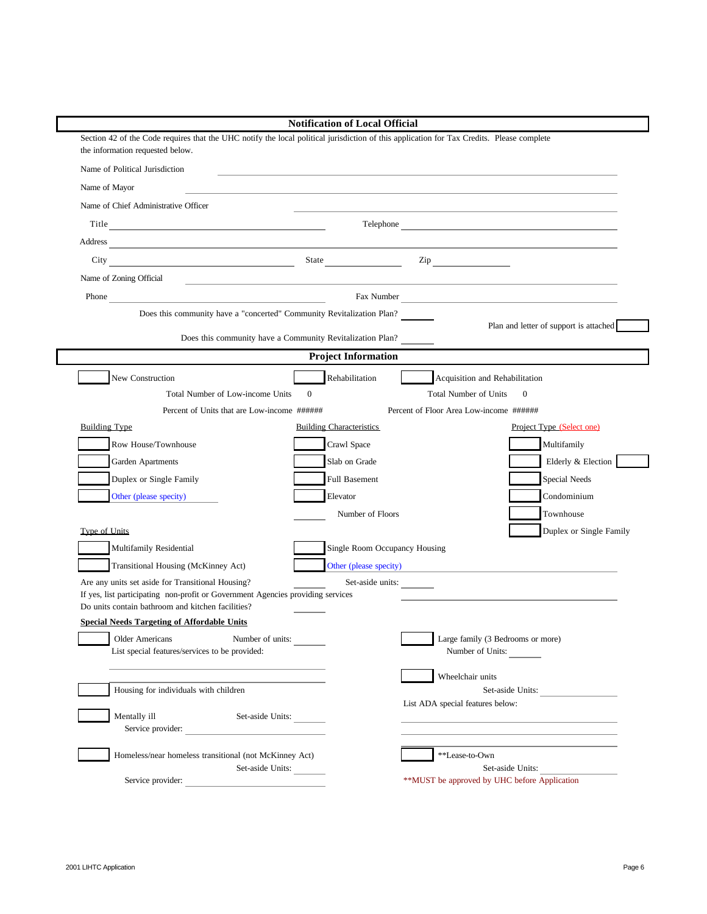## Notification of Local Official

Section 42 of the Code requires that the UHC notify the local political jurisdiction of this application for Tax Credits. Please complete the information requested below.

Name of Political Jurisdiction ______________________

Name of Mayor ______________________

Name of Chief Administrative Officer ______________________

Title ______________________ Telephone ______________________

Address ______________________

City ______________________ State __________ Zip __________

Name of Zoning Official ______________________

Phone ______________________ Fax Number ______________________

Does this community have a "concerted" Community Revitalization Plan? ______

Plan and letter of support is attached ☐

Does this community have a Community Revitalization Plan? ______

## Project Information

☐ New Construction ☐ Rehabilitation ☐ Acquisition and Rehabilitation

Total Number of Low-income Units 0 Total Number of Units 0

Percent of Units that are Low-income ###### Percent of Floor Area Low-income ######

| Building Type | Building Characteristics | Project Type (Select one) |
|---|---|---|
| ☐ Row House/Townhouse | ☐ Crawl Space | ☐ Multifamily |
| ☐ Garden Apartments | ☐ Slab on Grade | ☐ Elderly & Election ☐ |
| ☐ Duplex or Single Family | ☐ Full Basement | ☐ Special Needs |
| ☐ Other (please specity) ______ | ☐ Elevator | ☐ Condominium |
| | ______ Number of Floors | ☐ Townhouse |
| | | ☐ Duplex or Single Family |

**Type of Units**

☐ Multifamily Residential ☐ Single Room Occupancy Housing

☐ Transitional Housing (McKinney Act) ☐ Other (please specity) ______________________

Are any units set aside for Transitional Housing? ______ Set-aside units: ______

If yes, list participating non-profit or Government Agencies providing services ______________________

Do units contain bathroom and kitchen facilities? ______

**Special Needs Targeting of Affordable Units**

☐ Older Americans Number of units: ______
List special features/services to be provided:
______________________
______________________

☐ Large family (3 Bedrooms or more)
Number of Units: ______

☐ Wheelchair units
Set-aside Units: ______
List ADA special features below:
______________________
______________________

☐ Housing for individuals with children

☐ Mentally ill Set-aside Units: ______
Service provider: ______________________

☐ Homeless/near homeless transitional (not McKinney Act)
Set-aside Units: ______
Service provider: ______________________

☐ **Lease-to-Own
Set-aside Units: ______
**MUST be approved by UHC before Application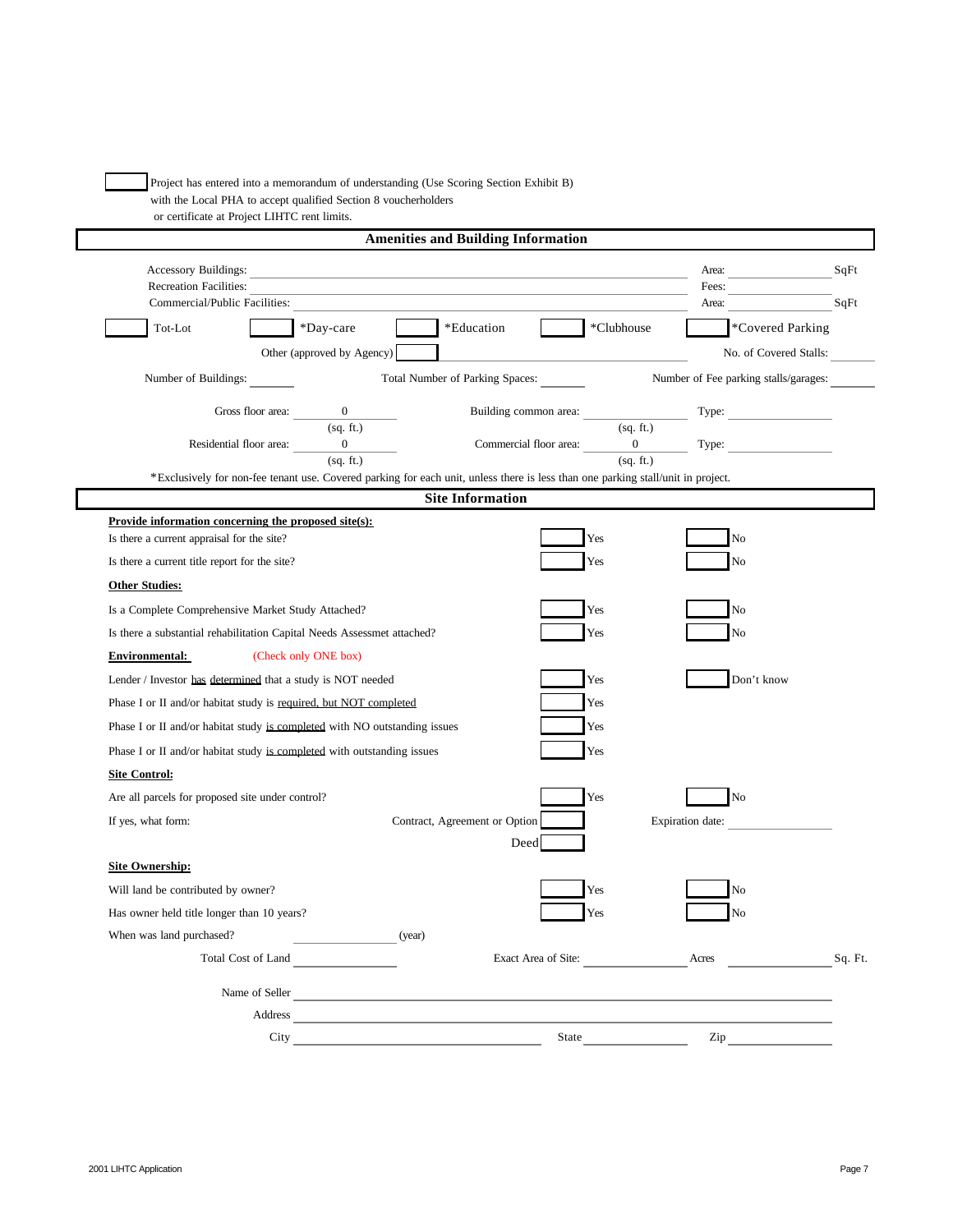☐ Project has entered into a memorandum of understanding (Use Scoring Section Exhibit B) with the Local PHA to accept qualified Section 8 voucherholders or certificate at Project LIHTC rent limits.

## Amenities and Building Information

Accessory Buildings: ______ Area: ______ SqFt

Recreation Facilities: ______ Fees: ______

Commercial/Public Facilities: ______ Area: ______ SqFt

☐ Tot-Lot ☐ *Day-care ☐ *Education ☐ *Clubhouse ☐ *Covered Parking

Other (approved by Agency) ☐ ______ No. of Covered Stalls: ______

Number of Buildings: ______ Total Number of Parking Spaces: ______ Number of Fee parking stalls/garages: ______

| | | | | | |
|---|---|---|---|---|---|
| Gross floor area: | 0 (sq. ft.) | Building common area: | (sq. ft.) | Type: | |
| Residential floor area: | 0 (sq. ft.) | Commercial floor area: | 0 (sq. ft.) | Type: | |

*Exclusively for non-fee tenant use. Covered parking for each unit, unless there is less than one parking stall/unit in project.

## Site Information

**Provide information concerning the proposed site(s):**

Is there a current appraisal for the site? ☐ Yes ☐ No

Is there a current title report for the site? ☐ Yes ☐ No

**Other Studies:**

Is a Complete Comprehensive Market Study Attached? ☐ Yes ☐ No

Is there a substantial rehabilitation Capital Needs Assessmet attached? ☐ Yes ☐ No

**Environmental:** (Check only ONE box)

Lender / Investor has determined that a study is NOT needed ☐ Yes ☐ Don't know

Phase I or II and/or habitat study is required, but NOT completed ☐ Yes

Phase I or II and/or habitat study is completed with NO outstanding issues ☐ Yes

Phase I or II and/or habitat study is completed with outstanding issues ☐ Yes

**Site Control:**

Are all parcels for proposed site under control? ☐ Yes ☐ No

If yes, what form: Contract, Agreement or Option ☐ Expiration date: ______

Deed ☐

**Site Ownership:**

Will land be contributed by owner? ☐ Yes ☐ No

Has owner held title longer than 10 years? ☐ Yes ☐ No

When was land purchased? ______ (year)

Total Cost of Land ______ Exact Area of Site: ______ Acres ______ Sq. Ft.

Name of Seller ______

Address ______

City ______ State ______ Zip ______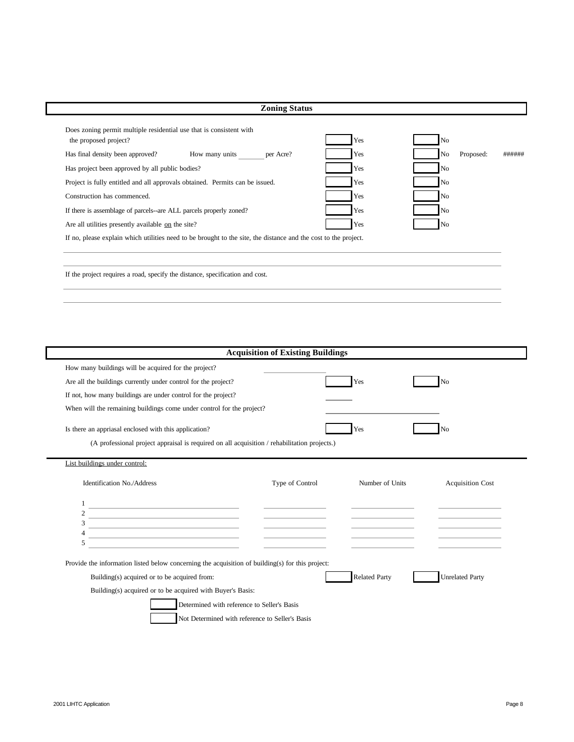## Zoning Status

| Question | Yes | No | |
|---|---|---|---|
| Does zoning permit multiple residential use that is consistent with the proposed project? | Yes | No | |
| Has final density been approved? How many units _______ per Acre? | Yes | No | Proposed: ###### |
| Has project been approved by all public bodies? | Yes | No | |
| Project is fully entitled and all approvals obtained. Permits can be issued. | Yes | No | |
| Construction has commenced. | Yes | No | |
| If there is assemblage of parcels--are ALL parcels properly zoned? | Yes | No | |
| Are all utilities presently available on the site? | Yes | No | |

If no, please explain which utilities need to be brought to the site, the distance and the cost to the project.

_______________________________________________

_______________________________________________

If the project requires a road, specify the distance, specification and cost.

_______________________________________________

_______________________________________________

## Acquisition of Existing Buildings

How many buildings will be acquired for the project? _______________

Are all the buildings currently under control for the project? ☐ Yes ☐ No

If not, how many buildings are under control for the project? _______

When will the remaining buildings come under control for the project? _______________

Is there an appriasal enclosed with this application? ☐ Yes ☐ No

(A professional project appraisal is required on all acquisition / rehabilitation projects.)

List buildings under control:

| | Identification No./Address | Type of Control | Number of Units | Acquisition Cost |
|---|---|---|---|---|
| 1 | | | | |
| 2 | | | | |
| 3 | | | | |
| 4 | | | | |
| 5 | | | | |

Provide the information listed below concerning the acquisition of building(s) for this project:

Building(s) acquired or to be acquired from: ☐ Related Party ☐ Unrelated Party

Building(s) acquired or to be acquired with Buyer's Basis:

☐ Determined with reference to Seller's Basis

☐ Not Determined with reference to Seller's Basis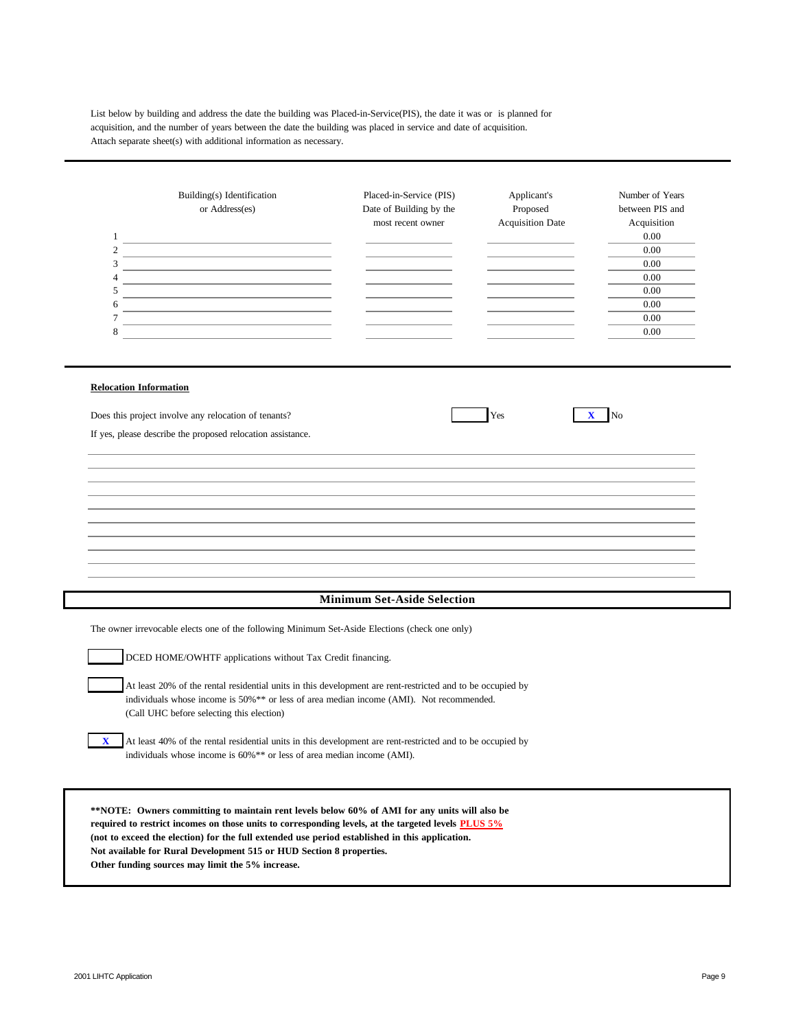List below by building and address the date the building was Placed-in-Service(PIS), the date it was or is planned for acquisition, and the number of years between the date the building was placed in service and date of acquisition. Attach separate sheet(s) with additional information as necessary.

| | Building(s) Identification or Address(es) | Placed-in-Service (PIS) Date of Building by the most recent owner | Applicant's Proposed Acquisition Date | Number of Years between PIS and Acquisition |
|---|---|---|---|---|
| 1 | | | | 0.00 |
| 2 | | | | 0.00 |
| 3 | | | | 0.00 |
| 4 | | | | 0.00 |
| 5 | | | | 0.00 |
| 6 | | | | 0.00 |
| 7 | | | | 0.00 |
| 8 | | | | 0.00 |

**Relocation Information**

Does this project involve any relocation of tenants? [ ] Yes [X] No

If yes, please describe the proposed relocation assistance.

## Minimum Set-Aside Selection

The owner irrevocable elects one of the following Minimum Set-Aside Elections (check one only)

[ ] DCED HOME/OWHTF applications without Tax Credit financing.

[ ] At least 20% of the rental residential units in this development are rent-restricted and to be occupied by individuals whose income is 50%** or less of area median income (AMI). Not recommended. (Call UHC before selecting this election)

[X] At least 40% of the rental residential units in this development are rent-restricted and to be occupied by individuals whose income is 60%** or less of area median income (AMI).

**\*\*NOTE: Owners committing to maintain rent levels below 60% of AMI for any units will also be required to restrict incomes on those units to corresponding levels, at the targeted levels PLUS 5% (not to exceed the election) for the full extended use period established in this application. Not available for Rural Development 515 or HUD Section 8 properties. Other funding sources may limit the 5% increase.**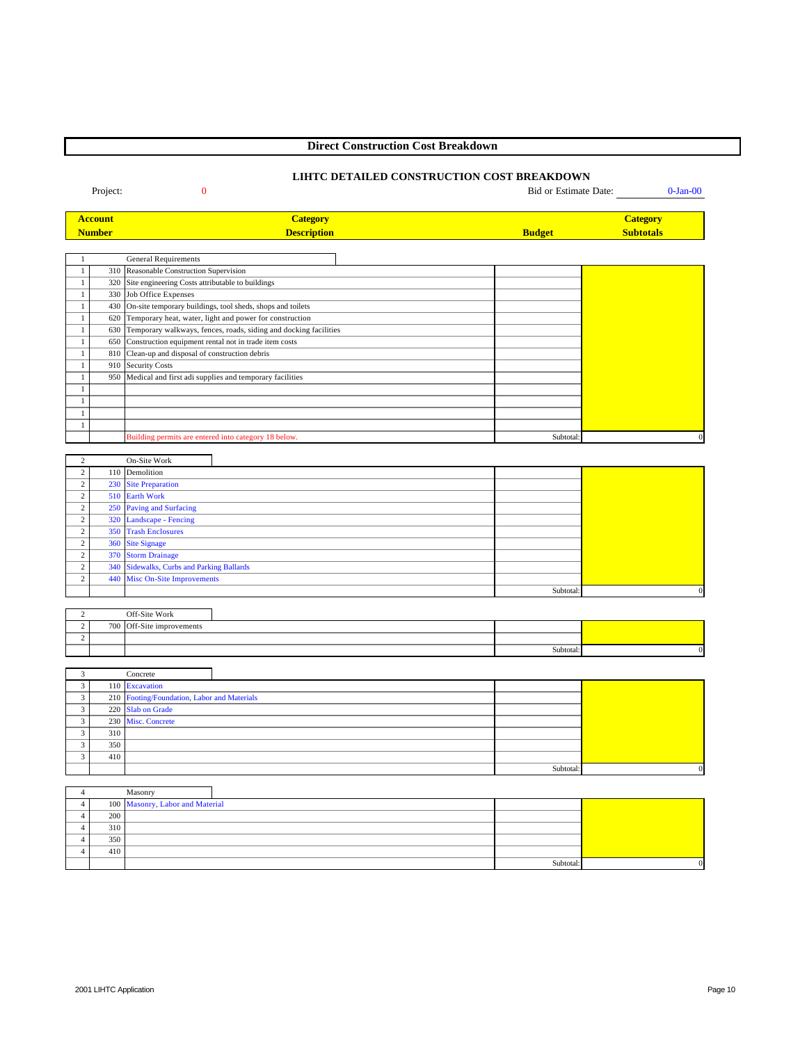## Direct Construction Cost Breakdown

### LIHTC DETAILED CONSTRUCTION COST BREAKDOWN

Project: 0

Bid or Estimate Date: 0-Jan-00

| Account | Number | Category Description | Budget | Category Subtotals |
|---|---|---|---|---|
| 1 | | General Requirements | | |
| 1 | 310 | Reasonable Construction Supervision | | |
| 1 | 320 | Site engineering Costs attributable to buildings | | |
| 1 | 330 | Job Office Expenses | | |
| 1 | 430 | On-site temporary buildings, tool sheds, shops and toilets | | |
| 1 | 620 | Temporary heat, water, light and power for construction | | |
| 1 | 630 | Temporary walkways, fences, roads, siding and docking facilities | | |
| 1 | 650 | Construction equipment rental not in trade item costs | | |
| 1 | 810 | Clean-up and disposal of construction debris | | |
| 1 | 910 | Security Costs | | |
| 1 | 950 | Medical and first adi supplies and temporary facilities | | |
| 1 | | | | |
| 1 | | | | |
| 1 | | | | |
| 1 | | | | |
| | | Building permits are entered into category 18 below. | Subtotal: | 0 |
| 2 | | On-Site Work | | |
| 2 | 110 | Demolition | | |
| 2 | 230 | Site Preparation | | |
| 2 | 510 | Earth Work | | |
| 2 | 250 | Paving and Surfacing | | |
| 2 | 320 | Landscape - Fencing | | |
| 2 | 350 | Trash Enclosures | | |
| 2 | 360 | Site Signage | | |
| 2 | 370 | Storm Drainage | | |
| 2 | 340 | Sidewalks, Curbs and Parking Ballards | | |
| 2 | 440 | Misc On-Site Improvements | | |
| | | | Subtotal: | 0 |
| 2 | | Off-Site Work | | |
| 2 | 700 | Off-Site improvements | | |
| 2 | | | | |
| | | | Subtotal: | 0 |
| 3 | | Concrete | | |
| 3 | 110 | Excavation | | |
| 3 | 210 | Footing/Foundation, Labor and Materials | | |
| 3 | 220 | Slab on Grade | | |
| 3 | 230 | Misc. Concrete | | |
| 3 | 310 | | | |
| 3 | 350 | | | |
| 3 | 410 | | | |
| | | | Subtotal: | 0 |
| 4 | | Masonry | | |
| 4 | 100 | Masonry, Labor and Material | | |
| 4 | 200 | | | |
| 4 | 310 | | | |
| 4 | 350 | | | |
| 4 | 410 | | | |
| | | | Subtotal: | 0 |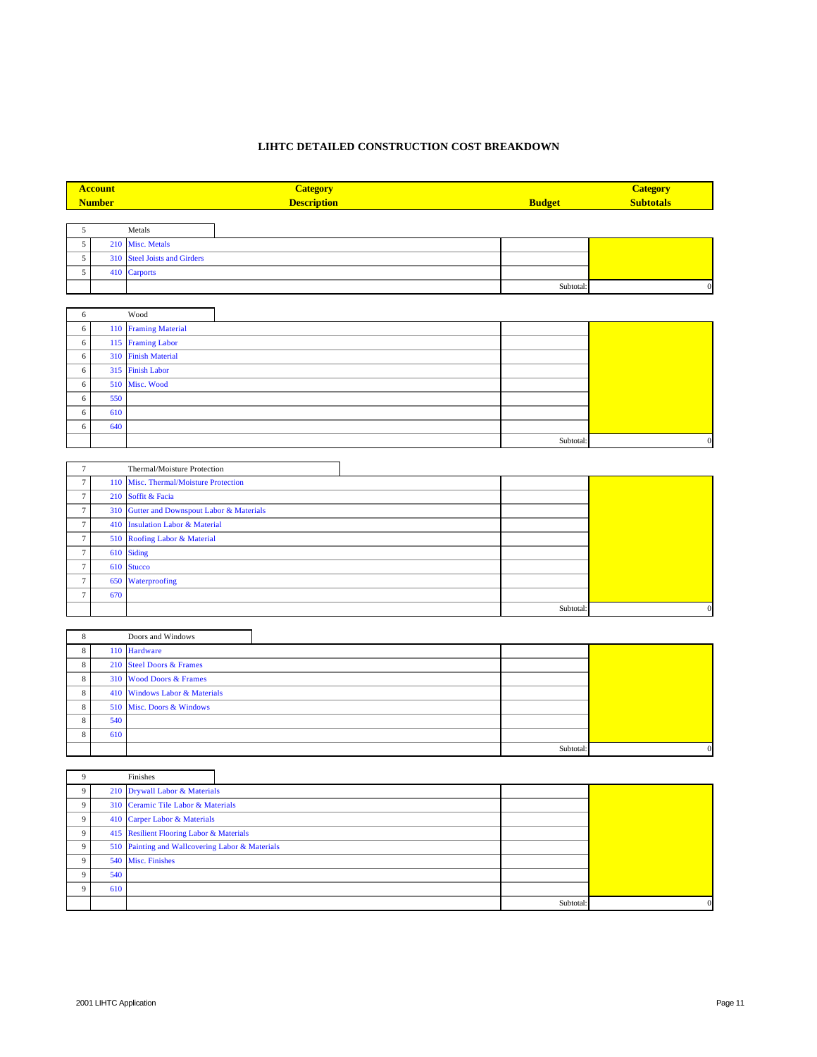## LIHTC DETAILED CONSTRUCTION COST BREAKDOWN

| Account Number | | Category Description | Budget | Category Subtotals |
|---|---|---|---|---|
| 5 | | Metals | | |
| 5 | 210 | Misc. Metals | | |
| 5 | 310 | Steel Joists and Girders | | |
| 5 | 410 | Carports | | |
| | | | Subtotal: | 0 |
| 6 | | Wood | | |
| 6 | 110 | Framing Material | | |
| 6 | 115 | Framing Labor | | |
| 6 | 310 | Finish Material | | |
| 6 | 315 | Finish Labor | | |
| 6 | 510 | Misc. Wood | | |
| 6 | 550 | | | |
| 6 | 610 | | | |
| 6 | 640 | | | |
| | | | Subtotal: | 0 |
| 7 | | Thermal/Moisture Protection | | |
| 7 | 110 | Misc. Thermal/Moisture Protection | | |
| 7 | 210 | Soffit & Facia | | |
| 7 | 310 | Gutter and Downspout Labor & Materials | | |
| 7 | 410 | Insulation Labor & Material | | |
| 7 | 510 | Roofing Labor & Material | | |
| 7 | 610 | Siding | | |
| 7 | 610 | Stucco | | |
| 7 | 650 | Waterproofing | | |
| 7 | 670 | | | |
| | | | Subtotal: | 0 |
| 8 | | Doors and Windows | | |
| 8 | 110 | Hardware | | |
| 8 | 210 | Steel Doors & Frames | | |
| 8 | 310 | Wood Doors & Frames | | |
| 8 | 410 | Windows Labor & Materials | | |
| 8 | 510 | Misc. Doors & Windows | | |
| 8 | 540 | | | |
| 8 | 610 | | | |
| | | | Subtotal: | 0 |
| 9 | | Finishes | | |
| 9 | 210 | Drywall Labor & Materials | | |
| 9 | 310 | Ceramic Tile Labor & Materials | | |
| 9 | 410 | Carper Labor & Materials | | |
| 9 | 415 | Resilient Flooring Labor & Materials | | |
| 9 | 510 | Painting and Wallcovering Labor & Materials | | |
| 9 | 540 | Misc. Finishes | | |
| 9 | 540 | | | |
| 9 | 610 | | | |
| | | | Subtotal: | 0 |

2001 LIHTC Application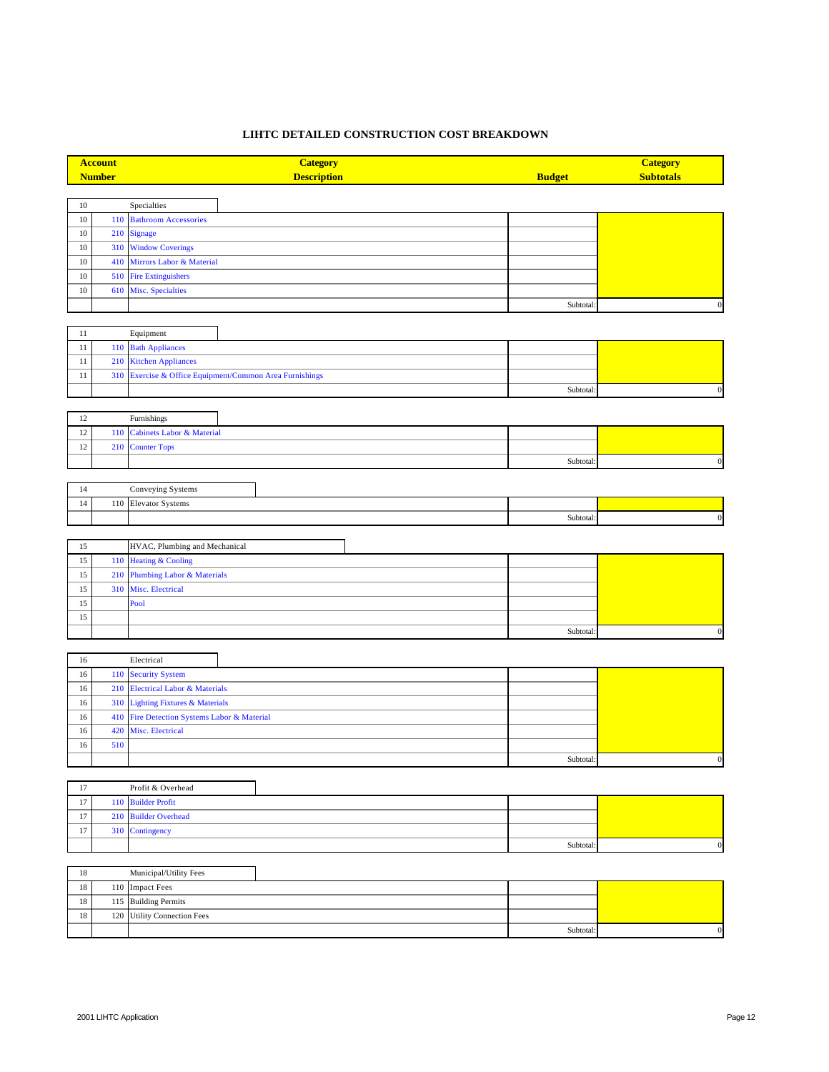# LIHTC DETAILED CONSTRUCTION COST BREAKDOWN

| Account Number | | Category Description | Budget | Category Subtotals |
|---|---|---|---|---|
| 10 | | Specialties | | |
| 10 | 110 | Bathroom Accessories | | |
| 10 | 210 | Signage | | |
| 10 | 310 | Window Coverings | | |
| 10 | 410 | Mirrors Labor & Material | | |
| 10 | 510 | Fire Extinguishers | | |
| 10 | 610 | Misc. Specialties | | |
| | | | Subtotal: | 0 |
| 11 | | Equipment | | |
| 11 | 110 | Bath Appliances | | |
| 11 | 210 | Kitchen Appliances | | |
| 11 | 310 | Exercise & Office Equipment/Common Area Furnishings | | |
| | | | Subtotal: | 0 |
| 12 | | Furnishings | | |
| 12 | 110 | Cabinets Labor & Material | | |
| 12 | 210 | Counter Tops | | |
| | | | Subtotal: | 0 |
| 14 | | Conveying Systems | | |
| 14 | 110 | Elevator Systems | | |
| | | | Subtotal: | 0 |
| 15 | | HVAC, Plumbing and Mechanical | | |
| 15 | 110 | Heating & Cooling | | |
| 15 | 210 | Plumbing Labor & Materials | | |
| 15 | 310 | Misc. Electrical | | |
| 15 | | Pool | | |
| 15 | | | | |
| | | | Subtotal: | 0 |
| 16 | | Electrical | | |
| 16 | 110 | Security System | | |
| 16 | 210 | Electrical Labor & Materials | | |
| 16 | 310 | Lighting Fixtures & Materials | | |
| 16 | 410 | Fire Detection Systems Labor & Material | | |
| 16 | 420 | Misc. Electrical | | |
| 16 | 510 | | | |
| | | | Subtotal: | 0 |
| 17 | | Profit & Overhead | | |
| 17 | 110 | Builder Profit | | |
| 17 | 210 | Builder Overhead | | |
| 17 | 310 | Contingency | | |
| | | | Subtotal: | 0 |
| 18 | | Municipal/Utility Fees | | |
| 18 | 110 | Impact Fees | | |
| 18 | 115 | Building Permits | | |
| 18 | 120 | Utility Connection Fees | | |
| | | | Subtotal: | 0 |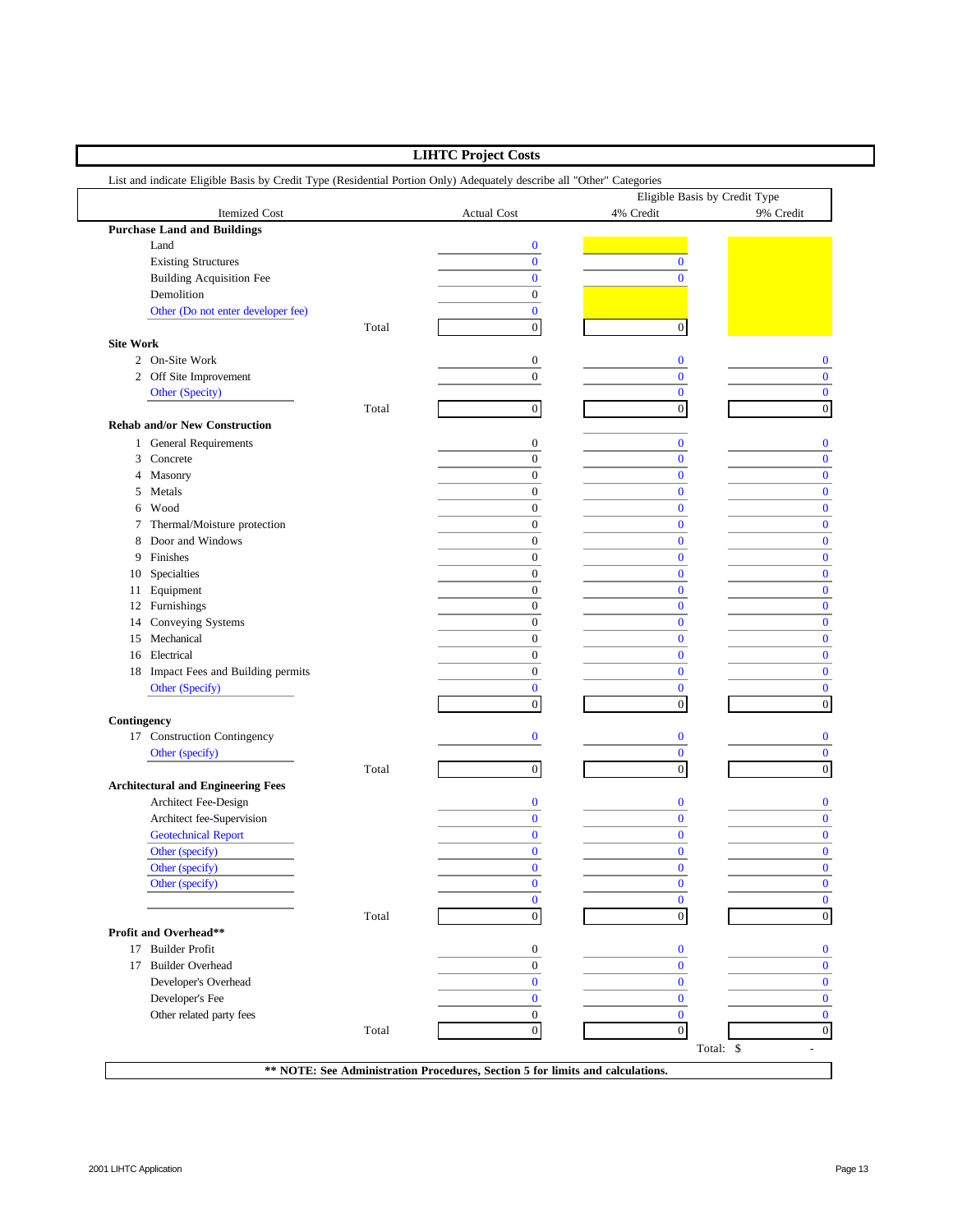## LIHTC Project Costs

List and indicate Eligible Basis by Credit Type (Residential Portion Only) Adequately describe all "Other" Categories

| | Itemized Cost | | Actual Cost | Eligible Basis by Credit Type 4% Credit | 9% Credit |
|---|---|---|---|---|---|
| **Purchase Land and Buildings** | | | | | |
| | Land | | 0 | | |
| | Existing Structures | | 0 | 0 | |
| | Building Acquisition Fee | | 0 | 0 | |
| | Demolition | | 0 | | |
| | Other (Do not enter developer fee) | | 0 | | |
| | | Total | 0 | 0 | |
| **Site Work** | | | | | |
| 2 | On-Site Work | | 0 | 0 | 0 |
| 2 | Off Site Improvement | | 0 | 0 | 0 |
| | Other (Specify) | | | 0 | 0 |
| | | Total | 0 | 0 | 0 |
| **Rehab and/or New Construction** | | | | | |
| 1 | General Requirements | | 0 | 0 | 0 |
| 3 | Concrete | | 0 | 0 | 0 |
| 4 | Masonry | | 0 | 0 | 0 |
| 5 | Metals | | 0 | 0 | 0 |
| 6 | Wood | | 0 | 0 | 0 |
| 7 | Thermal/Moisture protection | | 0 | 0 | 0 |
| 8 | Door and Windows | | 0 | 0 | 0 |
| 9 | Finishes | | 0 | 0 | 0 |
| 10 | Specialties | | 0 | 0 | 0 |
| 11 | Equipment | | 0 | 0 | 0 |
| 12 | Furnishings | | 0 | 0 | 0 |
| 14 | Conveying Systems | | 0 | 0 | 0 |
| 15 | Mechanical | | 0 | 0 | 0 |
| 16 | Electrical | | 0 | 0 | 0 |
| 18 | Impact Fees and Building permits | | 0 | 0 | 0 |
| | Other (Specify) | | 0 | 0 | 0 |
| | | | 0 | 0 | 0 |
| **Contingency** | | | | | |
| 17 | Construction Contingency | | 0 | 0 | 0 |
| | Other (specify) | | | 0 | 0 |
| | | Total | 0 | 0 | 0 |
| **Architectural and Engineering Fees** | | | | | |
| | Architect Fee-Design | | 0 | 0 | 0 |
| | Architect fee-Supervision | | 0 | 0 | 0 |
| | Geotechnical Report | | 0 | 0 | 0 |
| | Other (specify) | | 0 | 0 | 0 |
| | Other (specify) | | 0 | 0 | 0 |
| | Other (specify) | | 0 | 0 | 0 |
| | | | 0 | 0 | 0 |
| | | Total | 0 | 0 | 0 |
| **Profit and Overhead**** | | | | | |
| 17 | Builder Profit | | 0 | 0 | 0 |
| 17 | Builder Overhead | | 0 | 0 | 0 |
| | Developer's Overhead | | 0 | 0 | 0 |
| | Developer's Fee | | 0 | 0 | 0 |
| | Other related party fees | | 0 | 0 | 0 |
| | | Total | 0 | 0 | 0 |
| | | | | Total: $ | - |

**** NOTE: See Administration Procedures, Section 5 for limits and calculations.**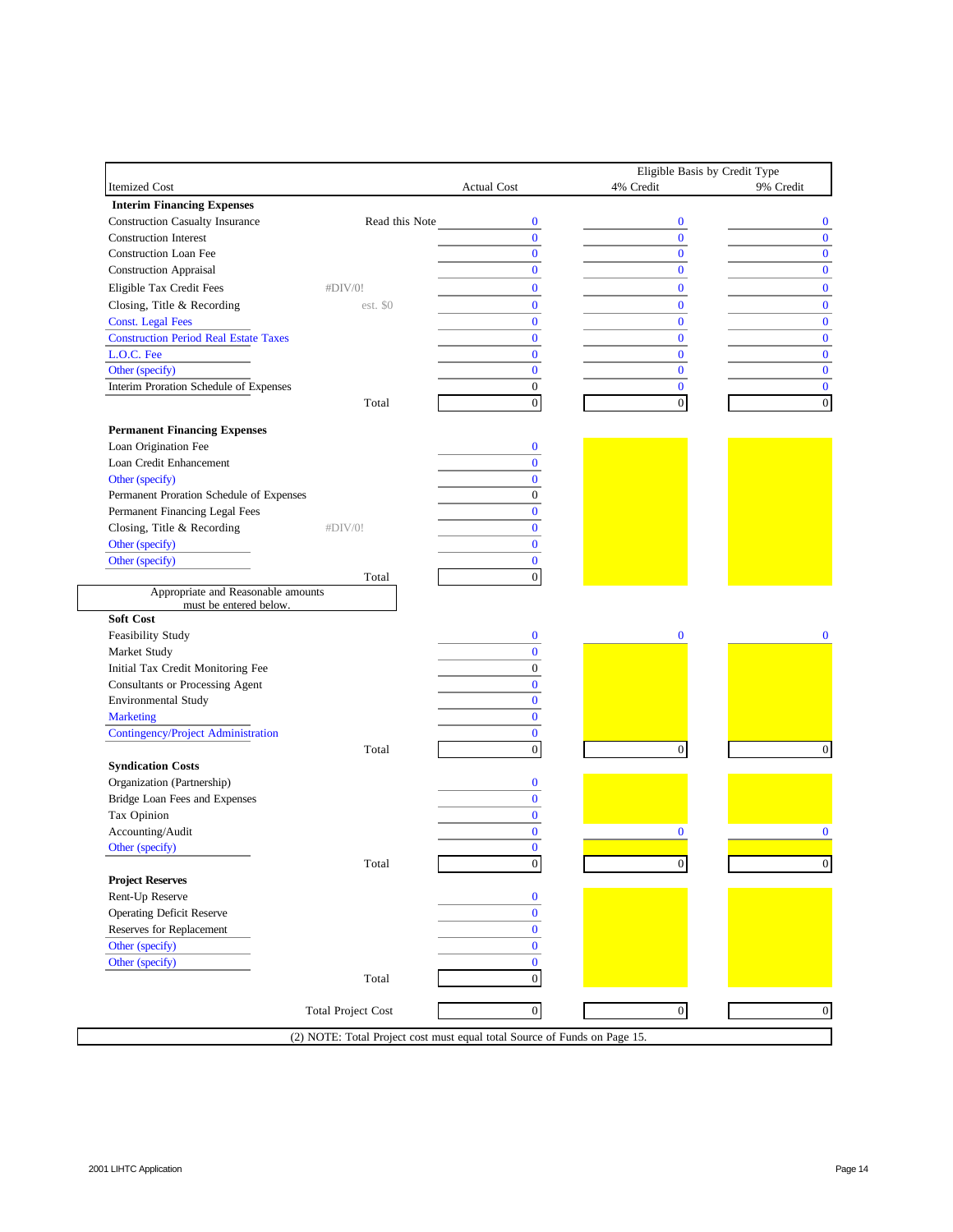| Itemized Cost | | Actual Cost | Eligible Basis by Credit Type 4% Credit | 9% Credit |
|---|---|---|---|---|
| **Interim Financing Expenses** | | | | |
| Construction Casualty Insurance | Read this Note | 0 | 0 | 0 |
| Construction Interest | | 0 | 0 | 0 |
| Construction Loan Fee | | 0 | 0 | 0 |
| Construction Appraisal | | 0 | 0 | 0 |
| Eligible Tax Credit Fees | #DIV/0! | 0 | 0 | 0 |
| Closing, Title & Recording | est. $0 | 0 | 0 | 0 |
| Const. Legal Fees | | 0 | 0 | 0 |
| Construction Period Real Estate Taxes | | 0 | 0 | 0 |
| L.O.C. Fee | | 0 | 0 | 0 |
| Other (specify) | | 0 | 0 | 0 |
| Interim Proration Schedule of Expenses | | 0 | 0 | 0 |
| | Total | 0 | 0 | 0 |
| **Permanent Financing Expenses** | | | | |
| Loan Origination Fee | | 0 | | |
| Loan Credit Enhancement | | 0 | | |
| Other (specify) | | 0 | | |
| Permanent Proration Schedule of Expenses | | 0 | | |
| Permanent Financing Legal Fees | | 0 | | |
| Closing, Title & Recording | #DIV/0! | 0 | | |
| Other (specify) | | 0 | | |
| Other (specify) | | 0 | | |
| | Total | 0 | | |
| Appropriate and Reasonable amounts must be entered below. | | | | |
| **Soft Cost** | | | | |
| Feasibility Study | | 0 | 0 | 0 |
| Market Study | | 0 | | |
| Initial Tax Credit Monitoring Fee | | 0 | | |
| Consultants or Processing Agent | | 0 | | |
| Environmental Study | | 0 | | |
| Marketing | | 0 | | |
| Contingency/Project Administration | | 0 | | |
| | Total | 0 | 0 | 0 |
| **Syndication Costs** | | | | |
| Organization (Partnership) | | 0 | | |
| Bridge Loan Fees and Expenses | | 0 | | |
| Tax Opinion | | 0 | | |
| Accounting/Audit | | 0 | 0 | 0 |
| Other (specify) | | 0 | | |
| | Total | 0 | 0 | 0 |
| **Project Reserves** | | | | |
| Rent-Up Reserve | | 0 | | |
| Operating Deficit Reserve | | 0 | | |
| Reserves for Replacement | | 0 | | |
| Other (specify) | | 0 | | |
| Other (specify) | | 0 | | |
| | Total | 0 | | |
| | Total Project Cost | 0 | 0 | 0 |

(2) NOTE: Total Project cost must equal total Source of Funds on Page 15.

2001 LIHTC Application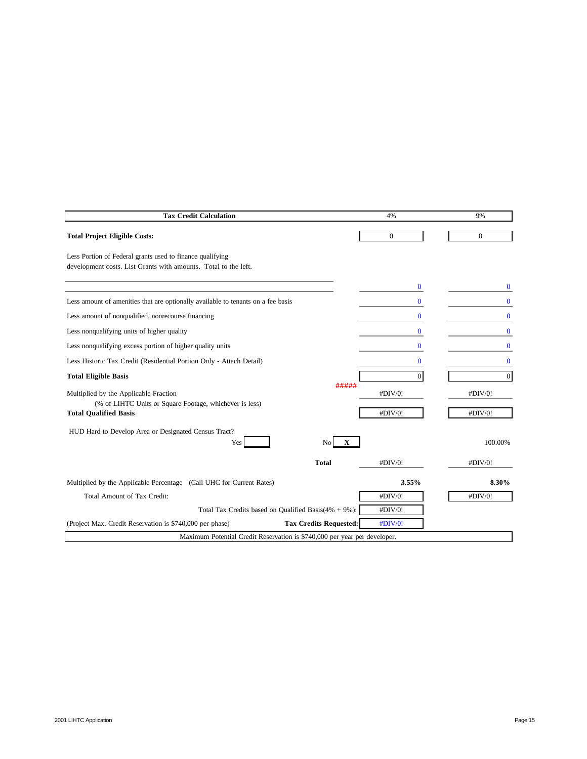| Tax Credit Calculation | | 4% | 9% |
|---|---|---|---|
| **Total Project Eligible Costs:** | | 0 | 0 |
| Less Portion of Federal grants used to finance qualifying development costs. List Grants with amounts. Total to the left. | | | |
| | | 0 | 0 |
| Less amount of amenities that are optionally available to tenants on a fee basis | | 0 | 0 |
| Less amount of nonqualified, nonrecourse financing | | 0 | 0 |
| Less nonqualifying units of higher quality | | 0 | 0 |
| Less nonqualifying excess portion of higher quality units | | 0 | 0 |
| Less Historic Tax Credit (Residential Portion Only - Attach Detail) | | 0 | 0 |
| **Total Eligible Basis** | | 0 | 0 |
| Multiplied by the Applicable Fraction (% of LIHTC Units or Square Footage, whichever is less) | ##### | #DIV/0! | #DIV/0! |
| **Total Qualified Basis** | | #DIV/0! | #DIV/0! |
| HUD Hard to Develop Area or Designated Census Tract? Yes [ ] | No [X] | | 100.00% |
| | **Total** | #DIV/0! | #DIV/0! |
| Multiplied by the Applicable Percentage (Call UHC for Current Rates) | | **3.55%** | **8.30%** |
| Total Amount of Tax Credit: | | #DIV/0! | #DIV/0! |
| | Total Tax Credits based on Qualified Basis(4% + 9%): | #DIV/0! | |
| (Project Max. Credit Reservation is $740,000 per phase) | **Tax Credits Requested:** | #DIV/0! | |

Maximum Potential Credit Reservation is $740,000 per year per developer.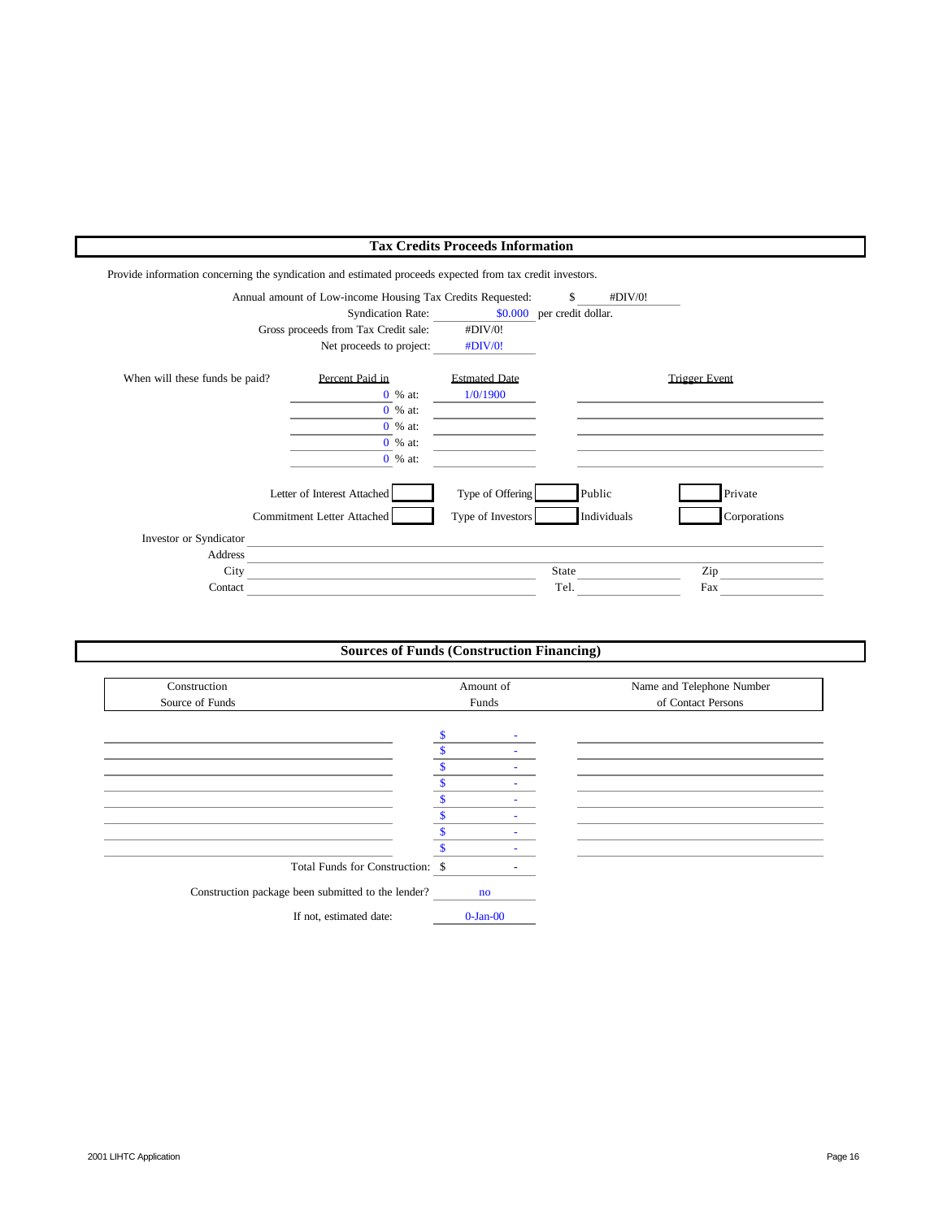## Tax Credits Proceeds Information

Provide information concerning the syndication and estimated proceeds expected from tax credit investors.

Annual amount of Low-income Housing Tax Credits Requested: $ #DIV/0!

Syndication Rate: $0.000 per credit dollar.

Gross proceeds from Tax Credit sale: #DIV/0!

Net proceeds to project: #DIV/0!

When will these funds be paid?

| Percent Paid in | | Estmated Date | Trigger Event |
|---|---|---|---|
| 0 | % at: | 1/0/1900 | |
| 0 | % at: | | |
| 0 | % at: | | |
| 0 | % at: | | |
| 0 | % at: | | |

Letter of Interest Attached ☐ Type of Offering ☐ Public ☐ Private

Commitment Letter Attached ☐ Type of Investors ☐ Individuals ☐ Corporations

Investor or Syndicator \_\_\_\_\_\_\_\_\_\_

Address \_\_\_\_\_\_\_\_\_\_

City \_\_\_\_\_\_\_\_\_\_ State \_\_\_\_\_\_\_\_\_\_ Zip \_\_\_\_\_\_\_\_\_\_

Contact \_\_\_\_\_\_\_\_\_\_ Tel. \_\_\_\_\_\_\_\_\_\_ Fax \_\_\_\_\_\_\_\_\_\_

## Sources of Funds (Construction Financing)

| Construction Source of Funds | Amount of Funds | Name and Telephone Number of Contact Persons |
|---|---|---|
| | $ - | |
| | $ - | |
| | $ - | |
| | $ - | |
| | $ - | |
| | $ - | |
| | $ - | |
| | $ - | |
| Total Funds for Construction: | $ - | |

Construction package been submitted to the lender? no

If not, estimated date: 0-Jan-00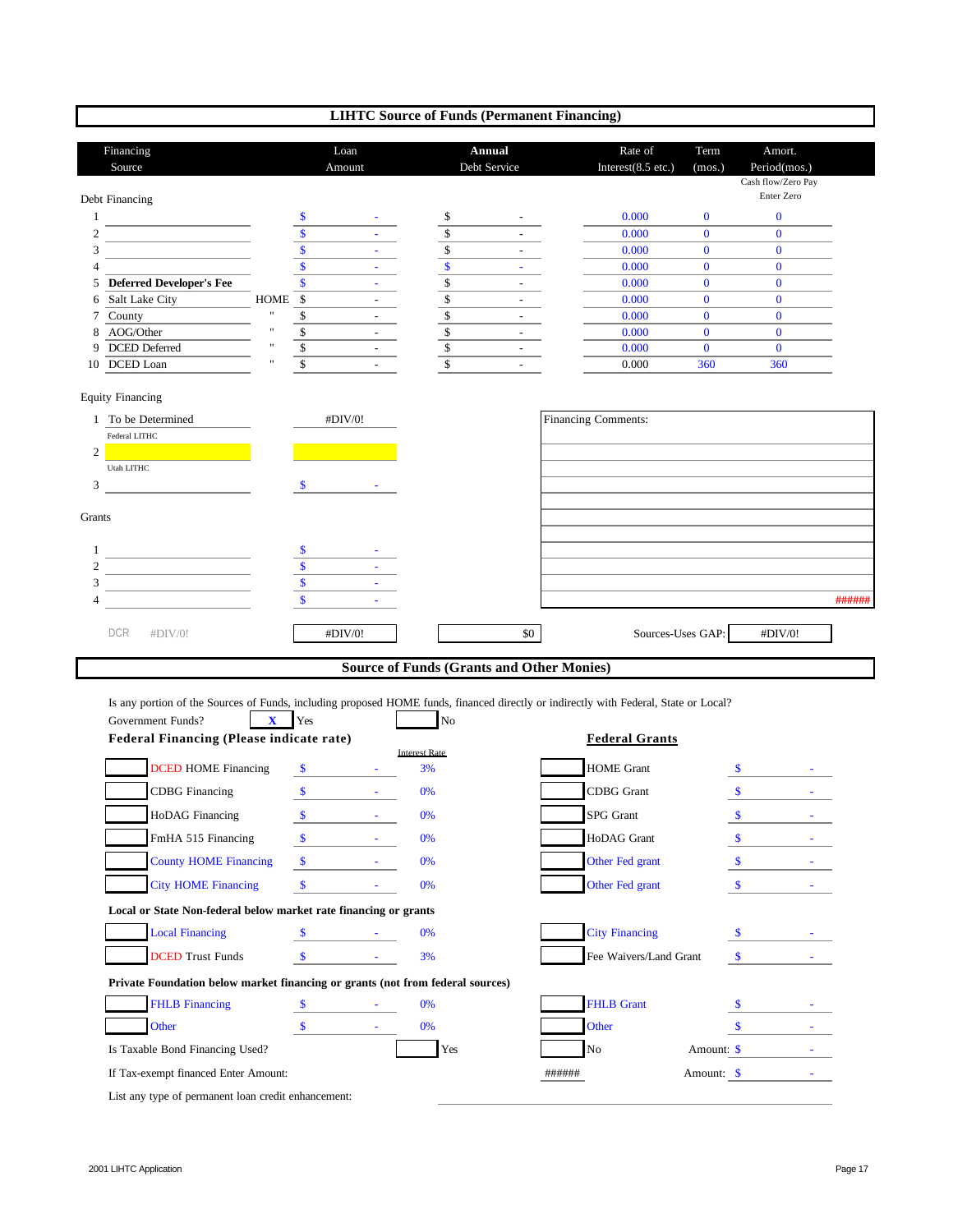## LIHTC Source of Funds (Permanent Financing)

| | Financing Source | | Loan Amount | Annual Debt Service | Rate of Interest(8.5 etc.) | Term (mos.) | Amort. Period(mos.) Cash flow/Zero Pay Enter Zero |
|---|---|---|---|---|---|---|---|
| **Debt Financing** | | | | | | | |
| 1 | | | $ - | $ - | 0.000 | 0 | 0 |
| 2 | | | $ - | $ - | 0.000 | 0 | 0 |
| 3 | | | $ - | $ - | 0.000 | 0 | 0 |
| 4 | | | $ - | $ - | 0.000 | 0 | 0 |
| 5 | **Deferred Developer's Fee** | | $ - | $ - | 0.000 | 0 | 0 |
| 6 | Salt Lake City | HOME | $ - | $ - | 0.000 | 0 | 0 |
| 7 | County | " | $ - | $ - | 0.000 | 0 | 0 |
| 8 | AOG/Other | " | $ - | $ - | 0.000 | 0 | 0 |
| 9 | DCED Deferred | " | $ - | $ - | 0.000 | 0 | 0 |
| 10 | DCED Loan | " | $ - | $ - | 0.000 | 360 | 360 |

**Equity Financing**

| | Source | Amount |
|---|---|---|
| 1 | To be Determined | #DIV/0! |
| 2 | Federal LITHC | |
| 3 | Utah LITHC | $ - |

**Grants**

| | Source | Amount |
|---|---|---|
| 1 | | $ - |
| 2 | | $ - |
| 3 | | $ - |
| 4 | | $ - |

Financing Comments:

######

DCR #DIV/0! | #DIV/0! | $0 | Sources-Uses GAP: #DIV/0!

## Source of Funds (Grants and Other Monies)

Is any portion of the Sources of Funds, including proposed HOME funds, financed directly or indirectly with Federal, State or Local?

Government Funds? [X] Yes [ ] No

| **Federal Financing (Please indicate rate)** | Amount | Interest Rate | **Federal Grants** | Amount |
|---|---|---|---|---|
| [ ] DCED HOME Financing | $ - | 3% | [ ] HOME Grant | $ - |
| [ ] CDBG Financing | $ - | 0% | [ ] CDBG Grant | $ - |
| [ ] HoDAG Financing | $ - | 0% | [ ] SPG Grant | $ - |
| [ ] FmHA 515 Financing | $ - | 0% | [ ] HoDAG Grant | $ - |
| [ ] County HOME Financing | $ - | 0% | [ ] Other Fed grant | $ - |
| [ ] City HOME Financing | $ - | 0% | [ ] Other Fed grant | $ - |
| **Local or State Non-federal below market rate financing or grants** | | | | |
| [ ] Local Financing | $ - | 0% | [ ] City Financing | $ - |
| [ ] DCED Trust Funds | $ - | 3% | [ ] Fee Waivers/Land Grant | $ - |
| **Private Foundation below market financing or grants (not from federal sources)** | | | | |
| [ ] FHLB Financing | $ - | 0% | [ ] FHLB Grant | $ - |
| [ ] Other | $ - | 0% | [ ] Other | $ - |

Is Taxable Bond Financing Used? [ ] Yes [ ] No Amount: $ -

If Tax-exempt financed Enter Amount: ###### Amount: $ -

List any type of permanent loan credit enhancement: ____________________

2001 LIHTC Application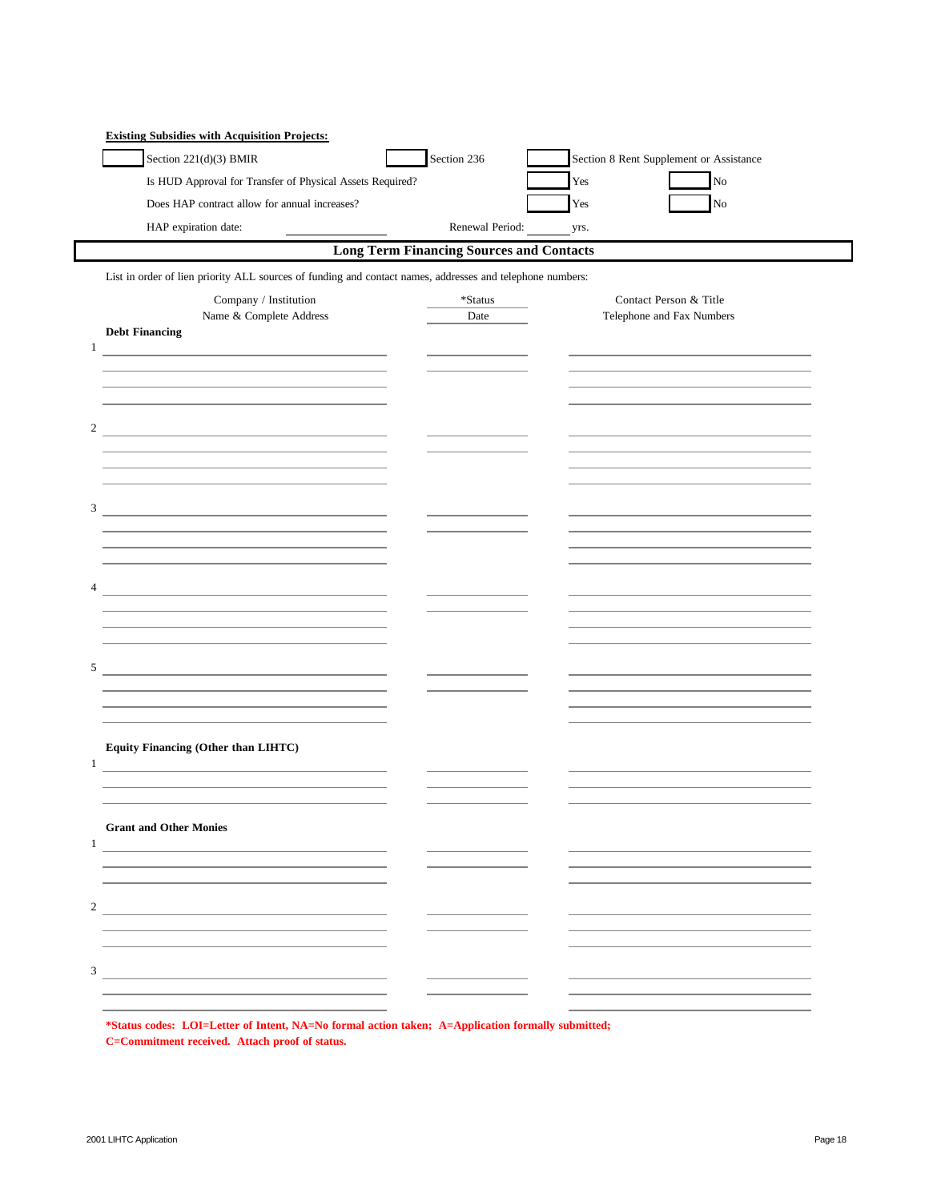**Existing Subsidies with Acquisition Projects:**

| | | | | | |
|---|---|---|---|---|---|
| ☐ Section 221(d)(3) BMIR | | ☐ Section 236 | ☐ Section 8 Rent Supplement or Assistance | | |
| Is HUD Approval for Transfer of Physical Assets Required? | | | ☐ Yes | ☐ No | |
| Does HAP contract allow for annual increases? | | | ☐ Yes | ☐ No | |
| HAP expiration date: | ________ | Renewal Period: | ______ yrs. | | |

## Long Term Financing Sources and Contacts

List in order of lien priority ALL sources of funding and contact names, addresses and telephone numbers:

| | Company / Institution Name & Complete Address | *Status Date | Contact Person & Title Telephone and Fax Numbers |
|---|---|---|---|
| **Debt Financing** | | | |
| 1 | | | |
| 2 | | | |
| 3 | | | |
| 4 | | | |
| 5 | | | |
| **Equity Financing (Other than LIHTC)** | | | |
| 1 | | | |
| **Grant and Other Monies** | | | |
| 1 | | | |
| 2 | | | |
| 3 | | | |

**\*Status codes: LOI=Letter of Intent, NA=No formal action taken; A=Application formally submitted; C=Commitment received. Attach proof of status.**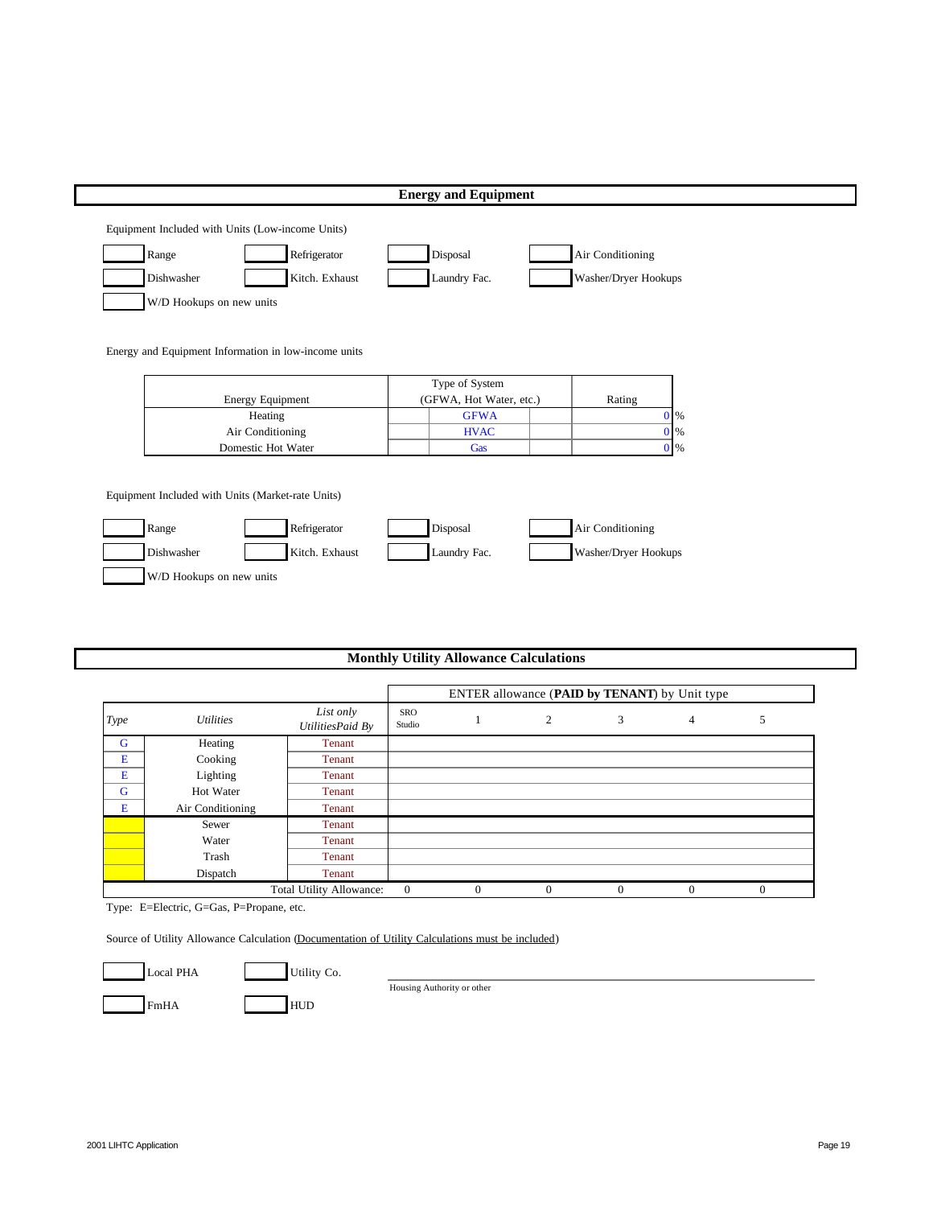## Energy and Equipment

Equipment Included with Units (Low-income Units)

- [ ] Range
- [ ] Refrigerator
- [ ] Disposal
- [ ] Air Conditioning
- [ ] Dishwasher
- [ ] Kitch. Exhaust
- [ ] Laundry Fac.
- [ ] Washer/Dryer Hookups
- [ ] W/D Hookups on new units

Energy and Equipment Information in low-income units

| Energy Equipment | Type of System (GFWA, Hot Water, etc.) | Rating |
|---|---|---|
| Heating | GFWA | 0 % |
| Air Conditioning | HVAC | 0 % |
| Domestic Hot Water | Gas | 0 % |

Equipment Included with Units (Market-rate Units)

- [ ] Range
- [ ] Refrigerator
- [ ] Disposal
- [ ] Air Conditioning
- [ ] Dishwasher
- [ ] Kitch. Exhaust
- [ ] Laundry Fac.
- [ ] Washer/Dryer Hookups
- [ ] W/D Hookups on new units

## Monthly Utility Allowance Calculations

| | | | ENTER allowance (**PAID by TENANT**) by Unit type | | | | | |
|---|---|---|---|---|---|---|---|---|
| *Type* | *Utilities* | *List only UtilitiesPaid By* | SRO Studio | 1 | 2 | 3 | 4 | 5 |
| G | Heating | Tenant | | | | | | |
| E | Cooking | Tenant | | | | | | |
| E | Lighting | Tenant | | | | | | |
| G | Hot Water | Tenant | | | | | | |
| E | Air Conditioning | Tenant | | | | | | |
| | Sewer | Tenant | | | | | | |
| | Water | Tenant | | | | | | |
| | Trash | Tenant | | | | | | |
| | Dispatch | Tenant | | | | | | |
| | | Total Utility Allowance: | 0 | 0 | 0 | 0 | 0 | 0 |

Type: E=Electric, G=Gas, P=Propane, etc.

Source of Utility Allowance Calculation (Documentation of Utility Calculations must be included)

- [ ] Local PHA
- [ ] Utility Co.
- [ ] FmHA
- [ ] HUD

Housing Authority or other: ____________________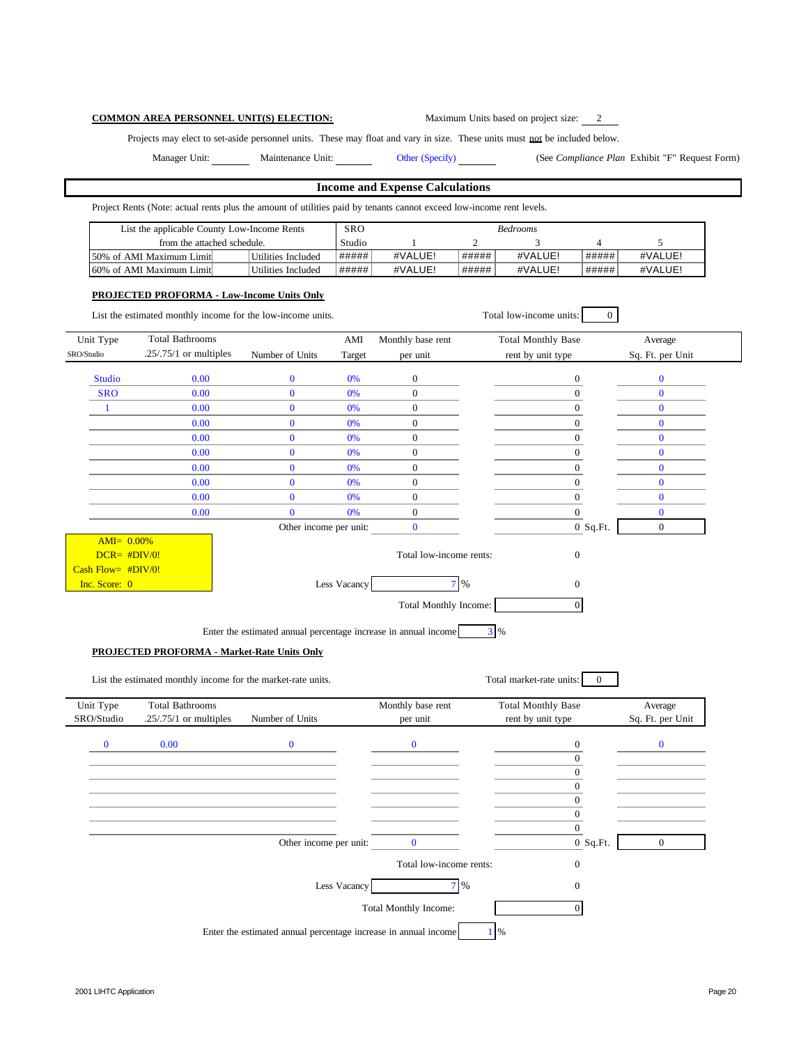**COMMON AREA PERSONNEL UNIT(S) ELECTION:**　　　Maximum Units based on project size: 2

Projects may elect to set-aside personnel units. These may float and vary in size. These units must not be included below.

Manager Unit: ______　Maintenance Unit: ______　Other (Specify) ______　(See *Compliance Plan* Exhibit "F" Request Form)

## Income and Expense Calculations

Project Rents (Note: actual rents plus the amount of utilities paid by tenants cannot exceed low-income rent levels.

| List the applicable County Low-Income Rents from the attached schedule. | | SRO Studio | Bedrooms 1 | 2 | 3 | 4 | 5 |
|---|---|---|---|---|---|---|---|
| 50% of AMI Maximum Limit | Utilities Included | ##### | #VALUE! | ##### | #VALUE! | ##### | #VALUE! |
| 60% of AMI Maximum Limit | Utilities Included | ##### | #VALUE! | ##### | #VALUE! | ##### | #VALUE! |

**PROJECTED PROFORMA - Low-Income Units Only**

List the estimated monthly income for the low-income units.　　　Total low-income units: 0

| Unit Type SRO/Studio | Total Bathrooms .25/.75/1 or multiples | Number of Units | AMI Target | Monthly base rent per unit | Total Monthly Base rent by unit type | Average Sq. Ft. per Unit |
|---|---|---|---|---|---|---|
| Studio | 0.00 | 0 | 0% | 0 | 0 | 0 |
| SRO | 0.00 | 0 | 0% | 0 | 0 | 0 |
| 1 | 0.00 | 0 | 0% | 0 | 0 | 0 |
| | 0.00 | 0 | 0% | 0 | 0 | 0 |
| | 0.00 | 0 | 0% | 0 | 0 | 0 |
| | 0.00 | 0 | 0% | 0 | 0 | 0 |
| | 0.00 | 0 | 0% | 0 | 0 | 0 |
| | 0.00 | 0 | 0% | 0 | 0 | 0 |
| | 0.00 | 0 | 0% | 0 | 0 | 0 |
| | 0.00 | 0 | 0% | 0 | 0 | 0 |
| | | Other income per unit: | | 0 | 0 Sq.Ft. | 0 |

AMI= 0.00%
DCR= #DIV/0!
Cash Flow= #DIV/0!
Inc. Score: 0

Total low-income rents: 0

Less Vacancy 7 % 0

Total Monthly Income: 0

Enter the estimated annual percentage increase in annual income 3 %

**PROJECTED PROFORMA - Market-Rate Units Only**

List the estimated monthly income for the market-rate units.　　　Total market-rate units: 0

| Unit Type SRO/Studio | Total Bathrooms .25/.75/1 or multiples | Number of Units | Monthly base rent per unit | Total Monthly Base rent by unit type | Average Sq. Ft. per Unit |
|---|---|---|---|---|---|
| 0 | 0.00 | 0 | 0 | 0 | 0 |
| | | | | 0 | |
| | | | | 0 | |
| | | | | 0 | |
| | | | | 0 | |
| | | | | 0 | |
| | | | | 0 | |
| | | Other income per unit: | 0 | 0 Sq.Ft. | 0 |

Total low-income rents: 0

Less Vacancy 7 % 0

Total Monthly Income: 0

Enter the estimated annual percentage increase in annual income 1 %

2001 LIHTC Application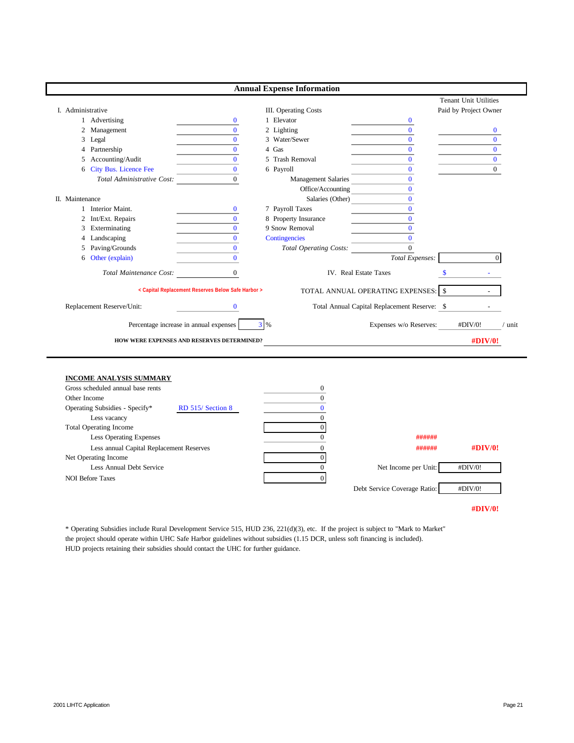## Annual Expense Information

| I. Administrative | | III. Operating Costs | | Tenant Unit Utilities Paid by Project Owner |
|---|---|---|---|---|
| 1 Advertising | 0 | 1 Elevator | 0 | |
| 2 Management | 0 | 2 Lighting | 0 | 0 |
| 3 Legal | 0 | 3 Water/Sewer | 0 | 0 |
| 4 Partnership | 0 | 4 Gas | 0 | 0 |
| 5 Accounting/Audit | 0 | 5 Trash Removal | 0 | 0 |
| 6 City Bus. Licence Fee | 0 | 6 Payroll | 0 | 0 |
| *Total Administrative Cost:* | 0 | Management Salaries | 0 | |
| | | Office/Accounting | 0 | |
| **II. Maintenance** | | Salaries (Other) | 0 | |
| 1 Interior Maint. | 0 | 7 Payroll Taxes | 0 | |
| 2 Int/Ext. Repairs | 0 | 8 Property Insurance | 0 | |
| 3 Exterminating | 0 | 9 Snow Removal | 0 | |
| 4 Landscaping | 0 | Contingencies | 0 | |
| 5 Paving/Grounds | 0 | *Total Operating Costs:* | 0 | |
| 6 Other (explain) | 0 | *Total Expenses:* | | 0 |
| *Total Maintenance Cost:* | 0 | IV. Real Estate Taxes | | $ - |

< Capital Replacement Reserves Below Safe Harbor >

TOTAL ANNUAL OPERATING EXPENSES: $ -

Replacement Reserve/Unit: 0

Total Annual Capital Replacement Reserve: $ -

Percentage increase in annual expenses: 3 %

Expenses w/o Reserves: #DIV/0! / unit

**HOW WERE EXPENSES AND RESERVES DETERMINED?**

**#DIV/0!**

### INCOME ANALYSIS SUMMARY

| | | | | |
|---|---|---|---|---|
| Gross scheduled annual base rents | | 0 | | |
| Other Income | | 0 | | |
| Operating Subsidies - Specify* | RD 515/ Section 8 | 0 | | |
| Less vacancy | | 0 | | |
| Total Operating Income | | 0 | | |
| Less Operating Expenses | | 0 | ###### | |
| Less annual Capital Replacement Reserves | | 0 | ###### | #DIV/0! |
| Net Operating Income | | 0 | | |
| Less Annual Debt Service | | 0 | Net Income per Unit: | #DIV/0! |
| NOI Before Taxes | | 0 | | |
| | | | Debt Service Coverage Ratio: | #DIV/0! |

**#DIV/0!**

* Operating Subsidies include Rural Development Service 515, HUD 236, 221(d)(3), etc. If the project is subject to "Mark to Market" the project should operate within UHC Safe Harbor guidelines without subsidies (1.15 DCR, unless soft financing is included). HUD projects retaining their subsidies should contact the UHC for further guidance.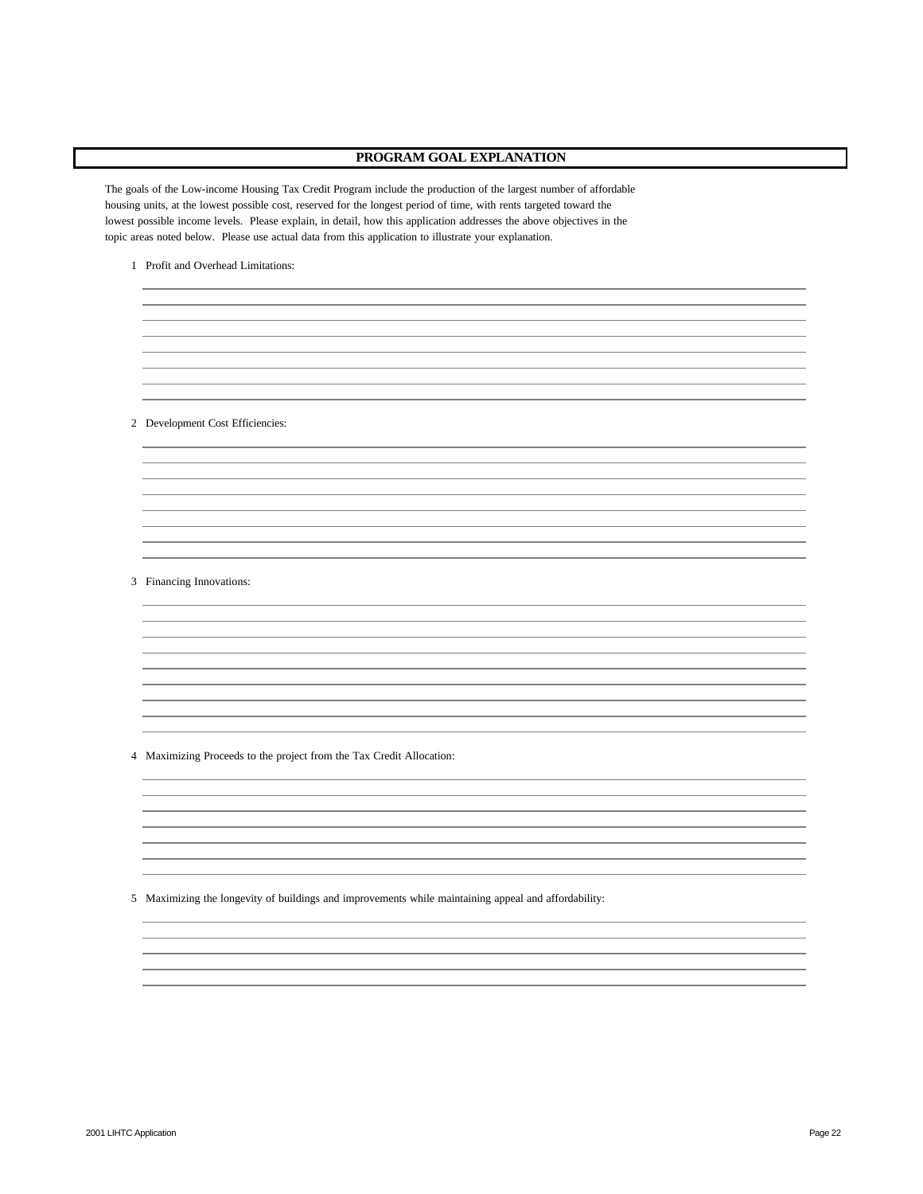## PROGRAM GOAL EXPLANATION

The goals of the Low-income Housing Tax Credit Program include the production of the largest number of affordable housing units, at the lowest possible cost, reserved for the longest period of time, with rents targeted toward the lowest possible income levels. Please explain, in detail, how this application addresses the above objectives in the topic areas noted below. Please use actual data from this application to illustrate your explanation.

1 Profit and Overhead Limitations:

2 Development Cost Efficiencies:

3 Financing Innovations:

4 Maximizing Proceeds to the project from the Tax Credit Allocation:

5 Maximizing the longevity of buildings and improvements while maintaining appeal and affordability: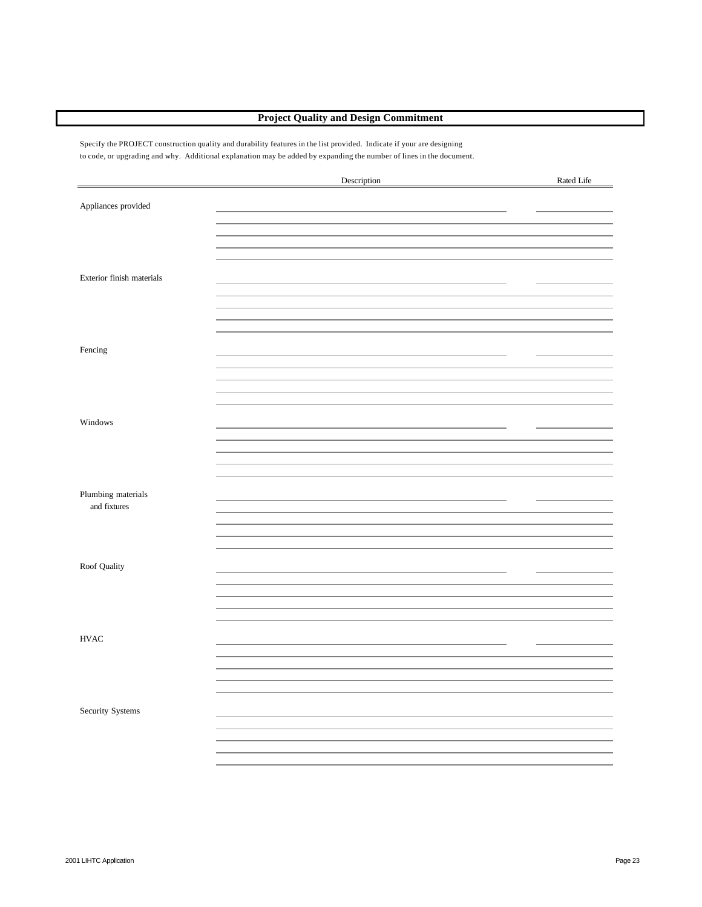## Project Quality and Design Commitment

Specify the PROJECT construction quality and durability features in the list provided. Indicate if your are designing to code, or upgrading and why. Additional explanation may be added by expanding the number of lines in the document.

| | Description | Rated Life |
|---|---|---|
| Appliances provided | | |
| | | |
| | | |
| | | |
| | | |
| Exterior finish materials | | |
| | | |
| | | |
| | | |
| | | |
| Fencing | | |
| | | |
| | | |
| | | |
| | | |
| Windows | | |
| | | |
| | | |
| | | |
| | | |
| Plumbing materials and fixtures | | |
| | | |
| | | |
| | | |
| | | |
| Roof Quality | | |
| | | |
| | | |
| | | |
| | | |
| HVAC | | |
| | | |
| | | |
| | | |
| | | |
| Security Systems | | |
| | | |
| | | |
| | | |
| | | |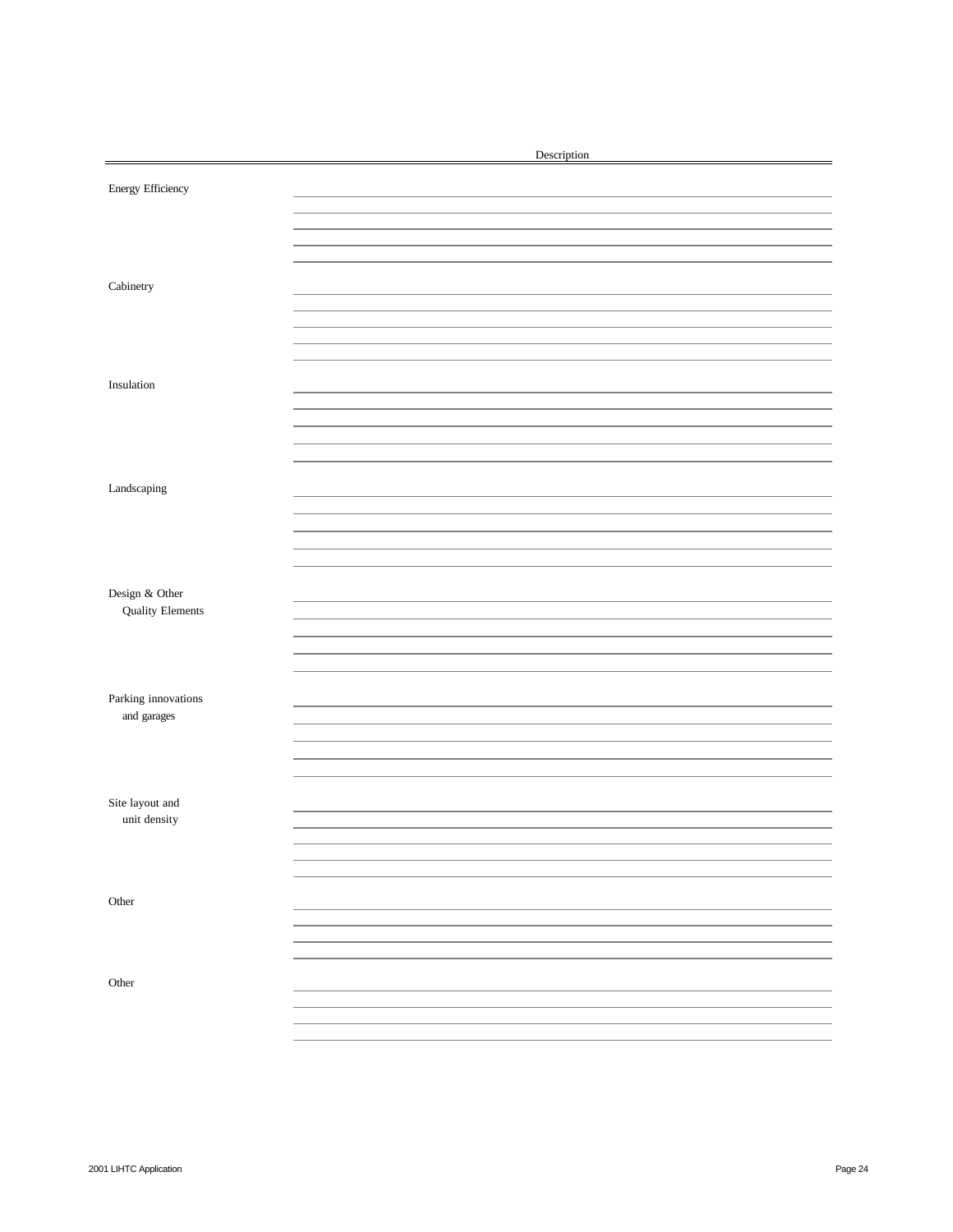| | Description |
|---|---|
| Energy Efficiency | |
| Cabinetry | |
| Insulation | |
| Landscaping | |
| Design & Other Quality Elements | |
| Parking innovations and garages | |
| Site layout and unit density | |
| Other | |
| Other | |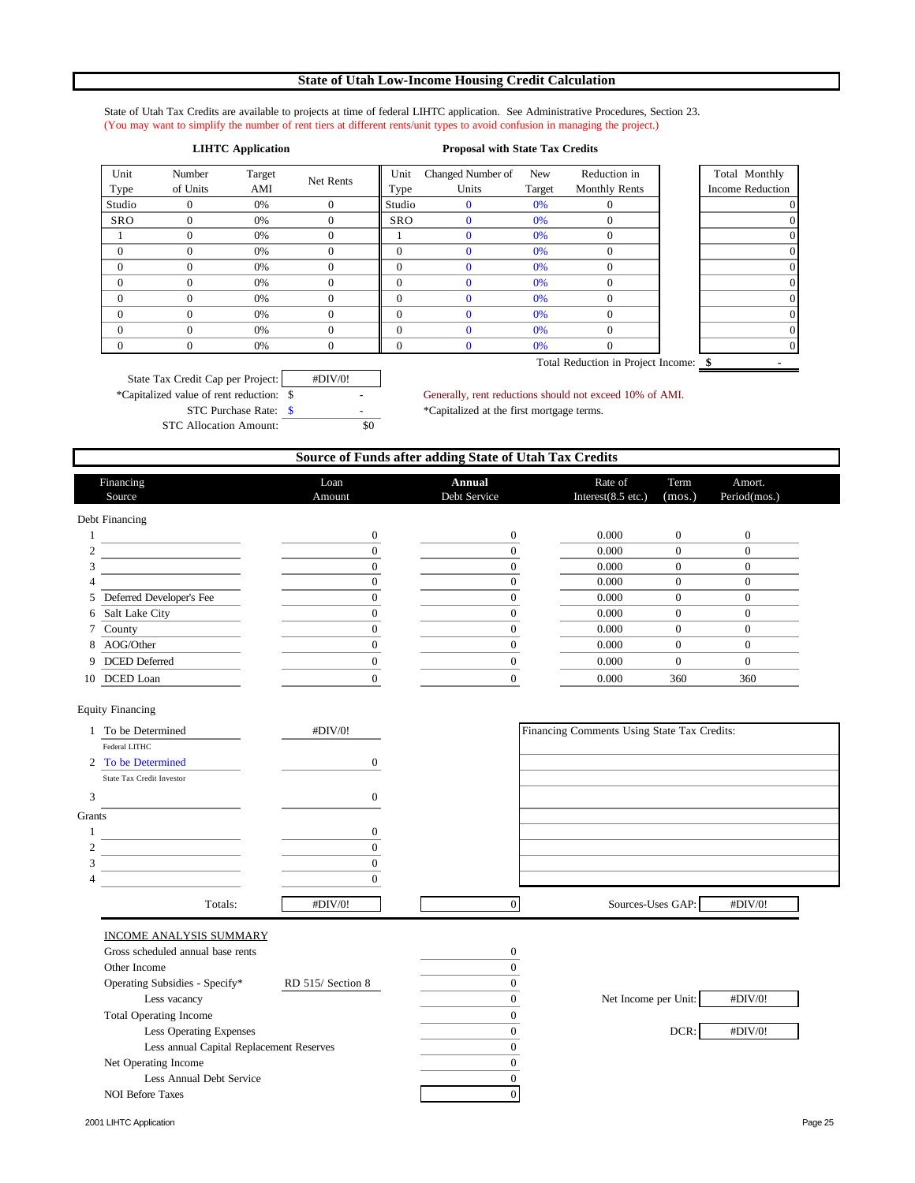## State of Utah Low-Income Housing Credit Calculation

State of Utah Tax Credits are available to projects at time of federal LIHTC application. See Administrative Procedures, Section 23.
(You may want to simplify the number of rent tiers at different rents/unit types to avoid confusion in managing the project.)

| **LIHTC Application** | | | | **Proposal with State Tax Credits** | | | | |
|---|---|---|---|---|---|---|---|---|
| Unit Type | Number of Units | Target AMI | Net Rents | Unit Type | Changed Number of Units | New Target | Reduction in Monthly Rents | Total Monthly Income Reduction |
| Studio | 0 | 0% | 0 | Studio | 0 | 0% | 0 | 0 |
| SRO | 0 | 0% | 0 | SRO | 0 | 0% | 0 | 0 |
| 1 | 0 | 0% | 0 | 1 | 0 | 0% | 0 | 0 |
| 0 | 0 | 0% | 0 | 0 | 0 | 0% | 0 | 0 |
| 0 | 0 | 0% | 0 | 0 | 0 | 0% | 0 | 0 |
| 0 | 0 | 0% | 0 | 0 | 0 | 0% | 0 | 0 |
| 0 | 0 | 0% | 0 | 0 | 0 | 0% | 0 | 0 |
| 0 | 0 | 0% | 0 | 0 | 0 | 0% | 0 | 0 |
| 0 | 0 | 0% | 0 | 0 | 0 | 0% | 0 | 0 |
| 0 | 0 | 0% | 0 | 0 | 0 | 0% | 0 | 0 |

Total Reduction in Project Income: $ -

State Tax Credit Cap per Project: #DIV/0!
*Capitalized value of rent reduction: $ -
STC Purchase Rate: $ -
STC Allocation Amount: $0

Generally, rent reductions should not exceed 10% of AMI.
*Capitalized at the first mortgage terms.

## Source of Funds after adding State of Utah Tax Credits

| | Financing Source | Loan Amount | Annual Debt Service | Rate of Interest(8.5 etc.) | Term (mos.) | Amort. Period(mos.) |
|---|---|---|---|---|---|---|
| **Debt Financing** | | | | | | |
| 1 | | 0 | 0 | 0.000 | 0 | 0 |
| 2 | | 0 | 0 | 0.000 | 0 | 0 |
| 3 | | 0 | 0 | 0.000 | 0 | 0 |
| 4 | | 0 | 0 | 0.000 | 0 | 0 |
| 5 | Deferred Developer's Fee | 0 | 0 | 0.000 | 0 | 0 |
| 6 | Salt Lake City | 0 | 0 | 0.000 | 0 | 0 |
| 7 | County | 0 | 0 | 0.000 | 0 | 0 |
| 8 | AOG/Other | 0 | 0 | 0.000 | 0 | 0 |
| 9 | DCED Deferred | 0 | 0 | 0.000 | 0 | 0 |
| 10 | DCED Loan | 0 | 0 | 0.000 | 360 | 360 |
| **Equity Financing** | | | | | | |
| 1 | To be Determined (Federal LITHC) | #DIV/0! | | | | |
| 2 | To be Determined (State Tax Credit Investor) | 0 | | | | |
| 3 | | 0 | | | | |
| **Grants** | | | | | | |
| 1 | | 0 | | | | |
| 2 | | 0 | | | | |
| 3 | | 0 | | | | |
| 4 | | 0 | | | | |
| | Totals: | #DIV/0! | 0 | | | |

Financing Comments Using State Tax Credits:

Sources-Uses GAP: #DIV/0!

### INCOME ANALYSIS SUMMARY

| | | |
|---|---|---|
| Gross scheduled annual base rents | | 0 |
| Other Income | | 0 |
| Operating Subsidies - Specify* | RD 515/ Section 8 | 0 |
| Less vacancy | | 0 |
| Total Operating Income | | 0 |
| Less Operating Expenses | | 0 |
| Less annual Capital Replacement Reserves | | 0 |
| Net Operating Income | | 0 |
| Less Annual Debt Service | | 0 |
| NOI Before Taxes | | 0 |

Net Income per Unit: #DIV/0!

DCR: #DIV/0!

2001 LIHTC Application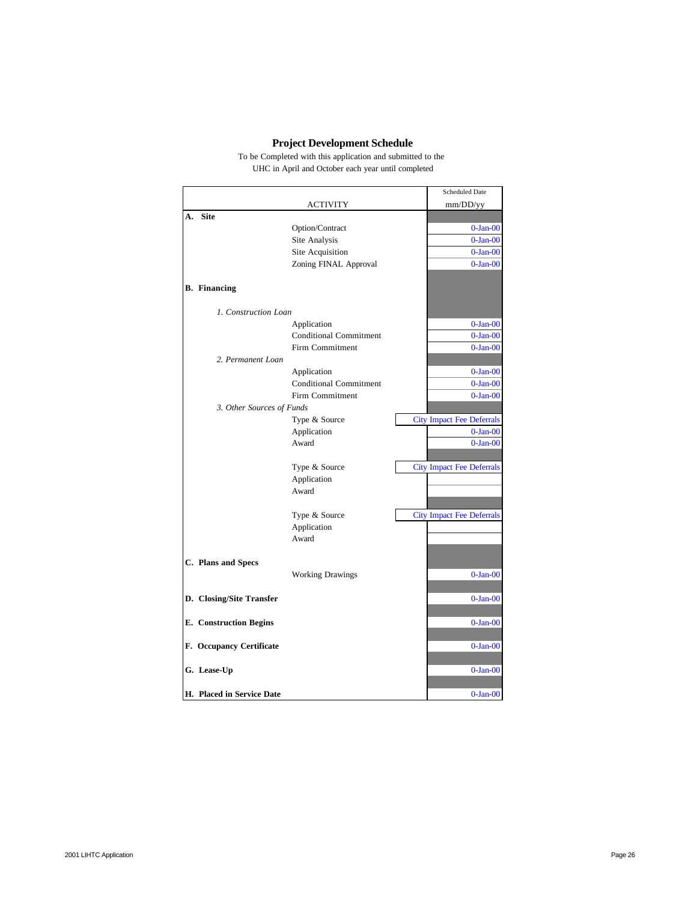## Project Development Schedule

To be Completed with this application and submitted to the UHC in April and October each year until completed

| ACTIVITY | | Scheduled Date mm/DD/yy |
|---|---|---|
| **A. Site** | | |
| | Option/Contract | 0-Jan-00 |
| | Site Analysis | 0-Jan-00 |
| | Site Acquisition | 0-Jan-00 |
| | Zoning FINAL Approval | 0-Jan-00 |
| **B. Financing** | | |
| *1. Construction Loan* | | |
| | Application | 0-Jan-00 |
| | Conditional Commitment | 0-Jan-00 |
| | Firm Commitment | 0-Jan-00 |
| *2. Permanent Loan* | | |
| | Application | 0-Jan-00 |
| | Conditional Commitment | 0-Jan-00 |
| | Firm Commitment | 0-Jan-00 |
| *3. Other Sources of Funds* | | |
| | Type & Source | City Impact Fee Deferrals |
| | Application | 0-Jan-00 |
| | Award | 0-Jan-00 |
| | Type & Source | City Impact Fee Deferrals |
| | Application | |
| | Award | |
| | Type & Source | City Impact Fee Deferrals |
| | Application | |
| | Award | |
| **C. Plans and Specs** | | |
| | Working Drawings | 0-Jan-00 |
| **D. Closing/Site Transfer** | | 0-Jan-00 |
| **E. Construction Begins** | | 0-Jan-00 |
| **F. Occupancy Certificate** | | 0-Jan-00 |
| **G. Lease-Up** | | 0-Jan-00 |
| **H. Placed in Service Date** | | 0-Jan-00 |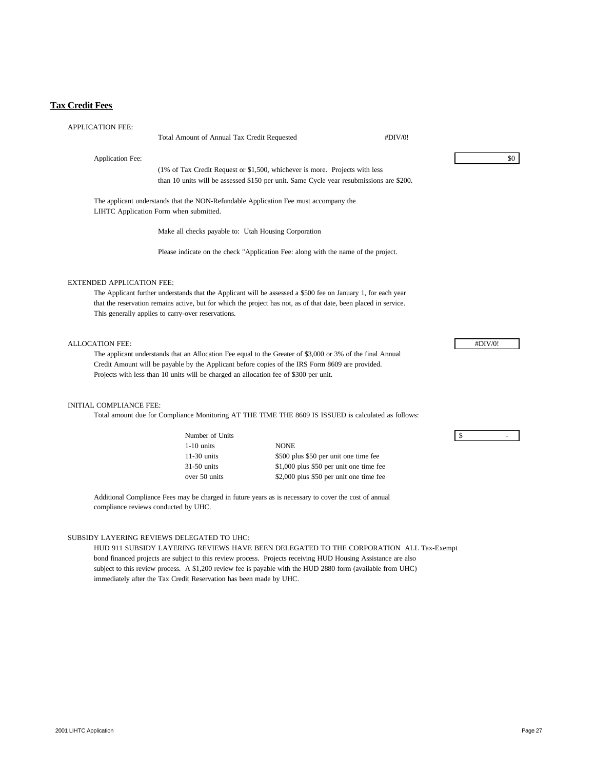## Tax Credit Fees

APPLICATION FEE:

Total Amount of Annual Tax Credit Requested #DIV/0!

Application Fee: $0

(1% of Tax Credit Request or $1,500, whichever is more. Projects with less than 10 units will be assessed $150 per unit. Same Cycle year resubmissions are $200.

The applicant understands that the NON-Refundable Application Fee must accompany the LIHTC Application Form when submitted.

Make all checks payable to: Utah Housing Corporation

Please indicate on the check "Application Fee: along with the name of the project.

EXTENDED APPLICATION FEE:

The Applicant further understands that the Applicant will be assessed a $500 fee on January 1, for each year that the reservation remains active, but for which the project has not, as of that date, been placed in service. This generally applies to carry-over reservations.

ALLOCATION FEE: #DIV/0!

The applicant understands that an Allocation Fee equal to the Greater of $3,000 or 3% of the final Annual Credit Amount will be payable by the Applicant before copies of the IRS Form 8609 are provided. Projects with less than 10 units will be charged an allocation fee of $300 per unit.

INITIAL COMPLIANCE FEE:

Total amount due for Compliance Monitoring AT THE TIME THE 8609 IS ISSUED is calculated as follows:

$ -

| Number of Units | |
|---|---|
| 1-10 units | NONE |
| 11-30 units | $500 plus $50 per unit one time fee |
| 31-50 units | $1,000 plus $50 per unit one time fee |
| over 50 units | $2,000 plus $50 per unit one time fee |

Additional Compliance Fees may be charged in future years as is necessary to cover the cost of annual compliance reviews conducted by UHC.

SUBSIDY LAYERING REVIEWS DELEGATED TO UHC:

HUD 911 SUBSIDY LAYERING REVIEWS HAVE BEEN DELEGATED TO THE CORPORATION ALL Tax-Exempt bond financed projects are subject to this review process. Projects receiving HUD Housing Assistance are also subject to this review process. A $1,200 review fee is payable with the HUD 2880 form (available from UHC) immediately after the Tax Credit Reservation has been made by UHC.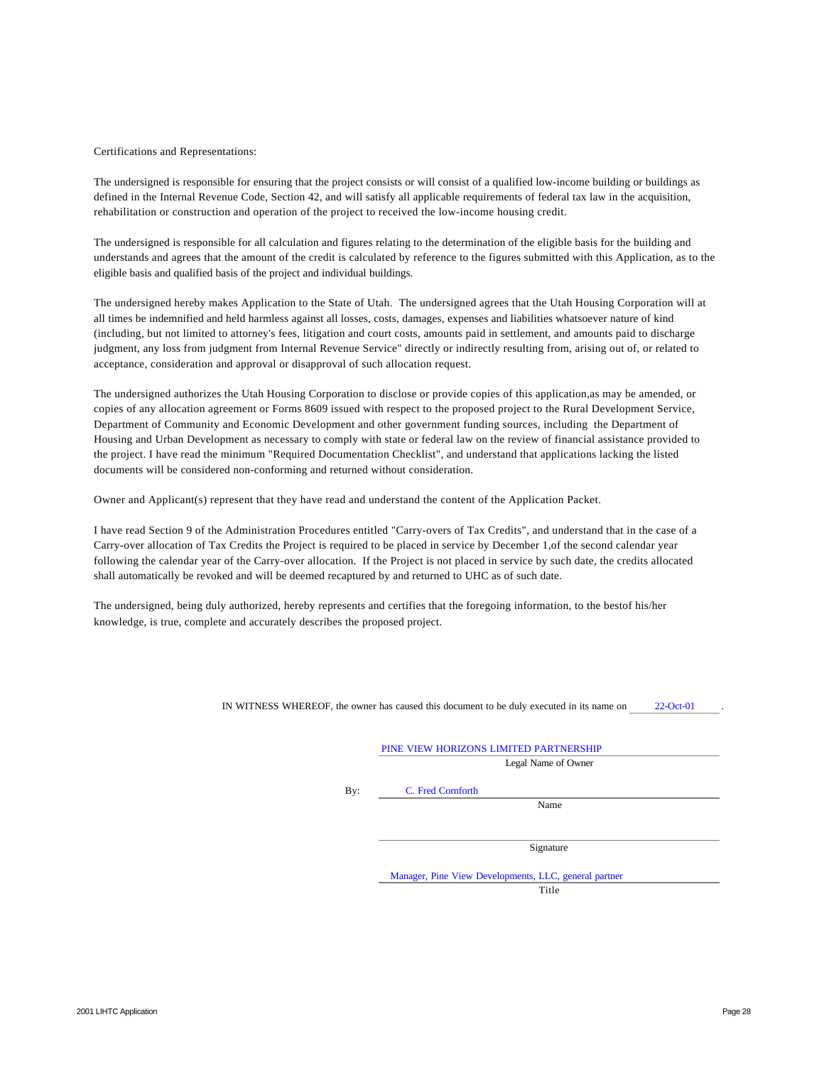Certifications and Representations:

The undersigned is responsible for ensuring that the project consists or will consist of a qualified low-income building or buildings as defined in the Internal Revenue Code, Section 42, and will satisfy all applicable requirements of federal tax law in the acquisition, rehabilitation or construction and operation of the project to received the low-income housing credit.

The undersigned is responsible for all calculation and figures relating to the determination of the eligible basis for the building and understands and agrees that the amount of the credit is calculated by reference to the figures submitted with this Application, as to the eligible basis and qualified basis of the project and individual buildings.

The undersigned hereby makes Application to the State of Utah. The undersigned agrees that the Utah Housing Corporation will at all times be indemnified and held harmless against all losses, costs, damages, expenses and liabilities whatsoever nature of kind (including, but not limited to attorney's fees, litigation and court costs, amounts paid in settlement, and amounts paid to discharge judgment, any loss from judgment from Internal Revenue Service" directly or indirectly resulting from, arising out of, or related to acceptance, consideration and approval or disapproval of such allocation request.

The undersigned authorizes the Utah Housing Corporation to disclose or provide copies of this application,as may be amended, or copies of any allocation agreement or Forms 8609 issued with respect to the proposed project to the Rural Development Service, Department of Community and Economic Development and other government funding sources, including the Department of Housing and Urban Development as necessary to comply with state or federal law on the review of financial assistance provided to the project. I have read the minimum "Required Documentation Checklist", and understand that applications lacking the listed documents will be considered non-conforming and returned without consideration.

Owner and Applicant(s) represent that they have read and understand the content of the Application Packet.

I have read Section 9 of the Administration Procedures entitled "Carry-overs of Tax Credits", and understand that in the case of a Carry-over allocation of Tax Credits the Project is required to be placed in service by December 1,of the second calendar year following the calendar year of the Carry-over allocation. If the Project is not placed in service by such date, the credits allocated shall automatically be revoked and will be deemed recaptured by and returned to UHC as of such date.

The undersigned, being duly authorized, hereby represents and certifies that the foregoing information, to the bestof his/her knowledge, is true, complete and accurately describes the proposed project.

IN WITNESS WHEREOF, the owner has caused this document to be duly executed in its name on 22-Oct-01.

PINE VIEW HORIZONS LIMITED PARTNERSHIP
Legal Name of Owner

By: C. Fred Cornforth
Name

_______________________
Signature

Manager, Pine View Developments, LLC, general partner
Title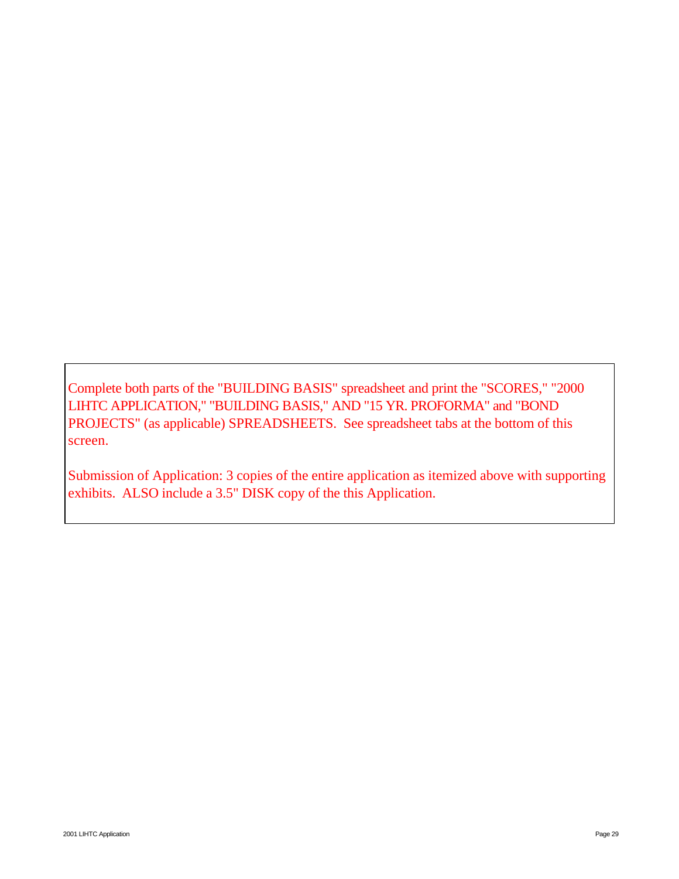Complete both parts of the "BUILDING BASIS" spreadsheet and print the "SCORES," "2000 LIHTC APPLICATION," "BUILDING BASIS," AND "15 YR. PROFORMA" and "BOND PROJECTS" (as applicable) SPREADSHEETS. See spreadsheet tabs at the bottom of this screen.

Submission of Application: 3 copies of the entire application as itemized above with supporting exhibits. ALSO include a 3.5" DISK copy of the this Application.